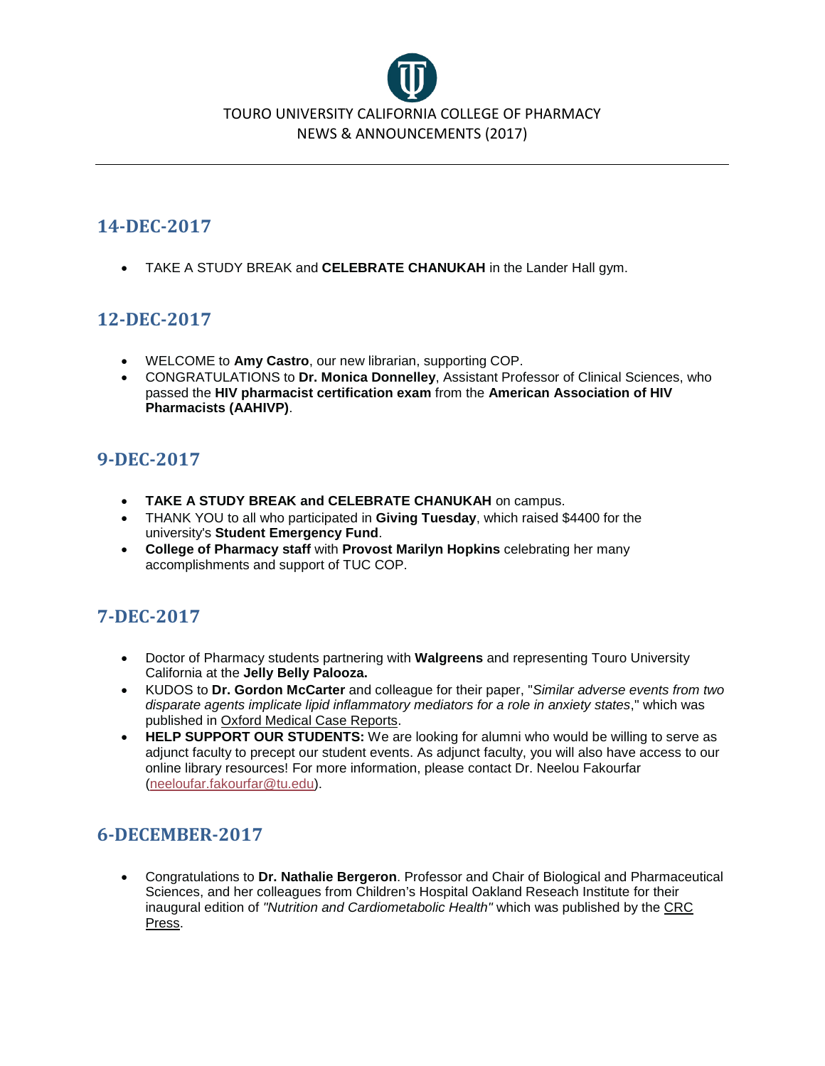TOURO UNIVERSITY CALIFORNIA COLLEGE OF PHARMACY
NEWS & ANNOUNCEMENTS (2017)

---

## 14-DEC-2017

- TAKE A STUDY BREAK and **CELEBRATE CHANUKAH** in the Lander Hall gym.

## 12-DEC-2017

- WELCOME to **Amy Castro**, our new librarian, supporting COP.
- CONGRATULATIONS to **Dr. Monica Donnelley**, Assistant Professor of Clinical Sciences, who passed the **HIV pharmacist certification exam** from the **American Association of HIV Pharmacists (AAHIVP)**.

## 9-DEC-2017

- **TAKE A STUDY BREAK and CELEBRATE CHANUKAH** on campus.
- THANK YOU to all who participated in **Giving Tuesday**, which raised $4400 for the university's **Student Emergency Fund**.
- **College of Pharmacy staff** with **Provost Marilyn Hopkins** celebrating her many accomplishments and support of TUC COP.

## 7-DEC-2017

- Doctor of Pharmacy students partnering with **Walgreens** and representing Touro University California at the **Jelly Belly Palooza.**
- KUDOS to **Dr. Gordon McCarter** and colleague for their paper, "*Similar adverse events from two disparate agents implicate lipid inflammatory mediators for a role in anxiety states*," which was published in Oxford Medical Case Reports.
- **HELP SUPPORT OUR STUDENTS:** We are looking for alumni who would be willing to serve as adjunct faculty to precept our student events. As adjunct faculty, you will also have access to our online library resources! For more information, please contact Dr. Neelou Fakourfar (neeloufar.fakourfar@tu.edu).

## 6-DECEMBER-2017

- Congratulations to **Dr. Nathalie Bergeron**. Professor and Chair of Biological and Pharmaceutical Sciences, and her colleagues from Children's Hospital Oakland Reseach Institute for their inaugural edition of *"Nutrition and Cardiometabolic Health"* which was published by the CRC Press.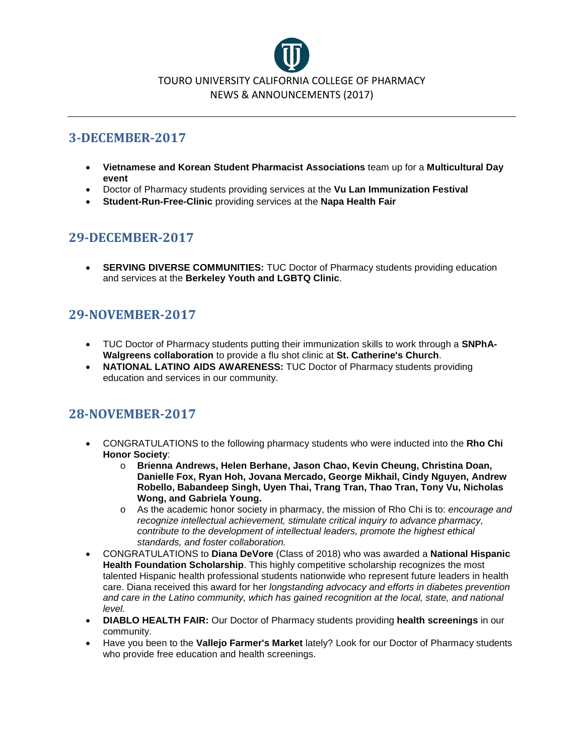TOURO UNIVERSITY CALIFORNIA COLLEGE OF PHARMACY
NEWS & ANNOUNCEMENTS (2017)

## 3-DECEMBER-2017

- **Vietnamese and Korean Student Pharmacist Associations** team up for a **Multicultural Day event**
- Doctor of Pharmacy students providing services at the **Vu Lan Immunization Festival**
- **Student-Run-Free-Clinic** providing services at the **Napa Health Fair**

## 29-DECEMBER-2017

- **SERVING DIVERSE COMMUNITIES:** TUC Doctor of Pharmacy students providing education and services at the **Berkeley Youth and LGBTQ Clinic**.

## 29-NOVEMBER-2017

- TUC Doctor of Pharmacy students putting their immunization skills to work through a **SNPhA-Walgreens collaboration** to provide a flu shot clinic at **St. Catherine's Church**.
- **NATIONAL LATINO AIDS AWARENESS:** TUC Doctor of Pharmacy students providing education and services in our community.

## 28-NOVEMBER-2017

- CONGRATULATIONS to the following pharmacy students who were inducted into the **Rho Chi Honor Society**:
  - **Brienna Andrews, Helen Berhane, Jason Chao, Kevin Cheung, Christina Doan, Danielle Fox, Ryan Hoh, Jovana Mercado, George Mikhail, Cindy Nguyen, Andrew Robello, Babandeep Singh, Uyen Thai, Trang Tran, Thao Tran, Tony Vu, Nicholas Wong, and Gabriela Young.**
  - As the academic honor society in pharmacy, the mission of Rho Chi is to: *encourage and recognize intellectual achievement, stimulate critical inquiry to advance pharmacy, contribute to the development of intellectual leaders, promote the highest ethical standards, and foster collaboration.*
- CONGRATULATIONS to **Diana DeVore** (Class of 2018) who was awarded a **National Hispanic Health Foundation Scholarship**. This highly competitive scholarship recognizes the most talented Hispanic health professional students nationwide who represent future leaders in health care. Diana received this award for her *longstanding advocacy and efforts in diabetes prevention and care in the Latino community, which has gained recognition at the local, state, and national level.*
- **DIABLO HEALTH FAIR:** Our Doctor of Pharmacy students providing **health screenings** in our community.
- Have you been to the **Vallejo Farmer's Market** lately? Look for our Doctor of Pharmacy students who provide free education and health screenings.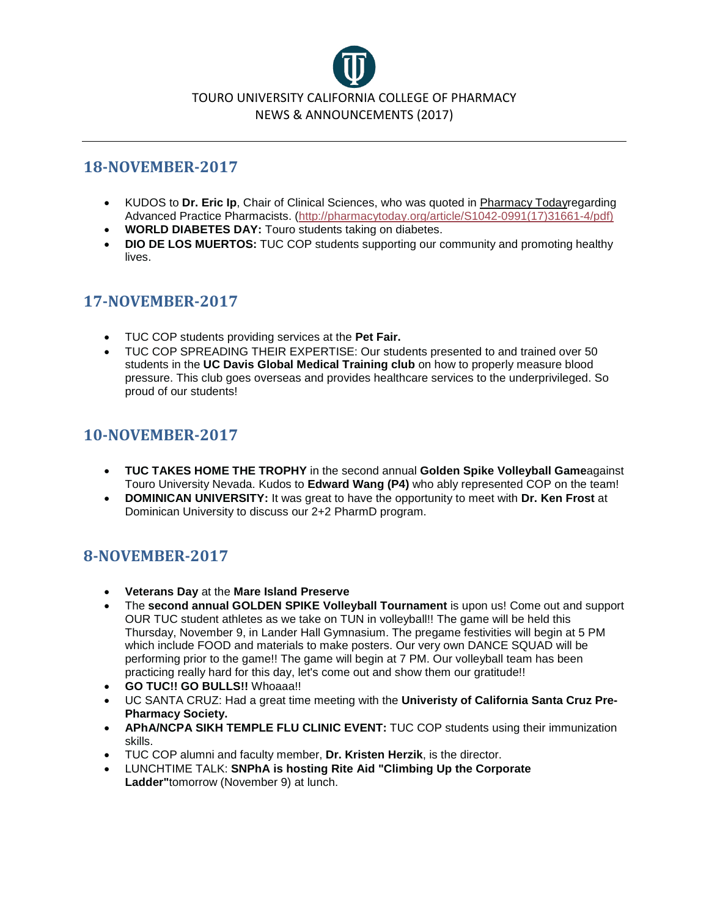TOURO UNIVERSITY CALIFORNIA COLLEGE OF PHARMACY
NEWS & ANNOUNCEMENTS (2017)

---

## 18-NOVEMBER-2017

- KUDOS to **Dr. Eric Ip**, Chair of Clinical Sciences, who was quoted in Pharmacy Todayregarding Advanced Practice Pharmacists. (http://pharmacytoday.org/article/S1042-0991(17)31661-4/pdf)
- **WORLD DIABETES DAY:** Touro students taking on diabetes.
- **DIO DE LOS MUERTOS:** TUC COP students supporting our community and promoting healthy lives.

## 17-NOVEMBER-2017

- TUC COP students providing services at the **Pet Fair.**
- TUC COP SPREADING THEIR EXPERTISE: Our students presented to and trained over 50 students in the **UC Davis Global Medical Training club** on how to properly measure blood pressure. This club goes overseas and provides healthcare services to the underprivileged. So proud of our students!

## 10-NOVEMBER-2017

- **TUC TAKES HOME THE TROPHY** in the second annual **Golden Spike Volleyball Game**against Touro University Nevada. Kudos to **Edward Wang (P4)** who ably represented COP on the team!
- **DOMINICAN UNIVERSITY:** It was great to have the opportunity to meet with **Dr. Ken Frost** at Dominican University to discuss our 2+2 PharmD program.

## 8-NOVEMBER-2017

- **Veterans Day** at the **Mare Island Preserve**
- The **second annual GOLDEN SPIKE Volleyball Tournament** is upon us! Come out and support OUR TUC student athletes as we take on TUN in volleyball!! The game will be held this Thursday, November 9, in Lander Hall Gymnasium. The pregame festivities will begin at 5 PM which include FOOD and materials to make posters. Our very own DANCE SQUAD will be performing prior to the game!! The game will begin at 7 PM. Our volleyball team has been practicing really hard for this day, let's come out and show them our gratitude!!
- **GO TUC!! GO BULLS!!** Whoaaa!!
- UC SANTA CRUZ: Had a great time meeting with the **Univeristy of California Santa Cruz Pre-Pharmacy Society.**
- **APhA/NCPA SIKH TEMPLE FLU CLINIC EVENT:** TUC COP students using their immunization skills.
- TUC COP alumni and faculty member, **Dr. Kristen Herzik**, is the director.
- LUNCHTIME TALK: **SNPhA is hosting Rite Aid "Climbing Up the Corporate Ladder"**tomorrow (November 9) at lunch.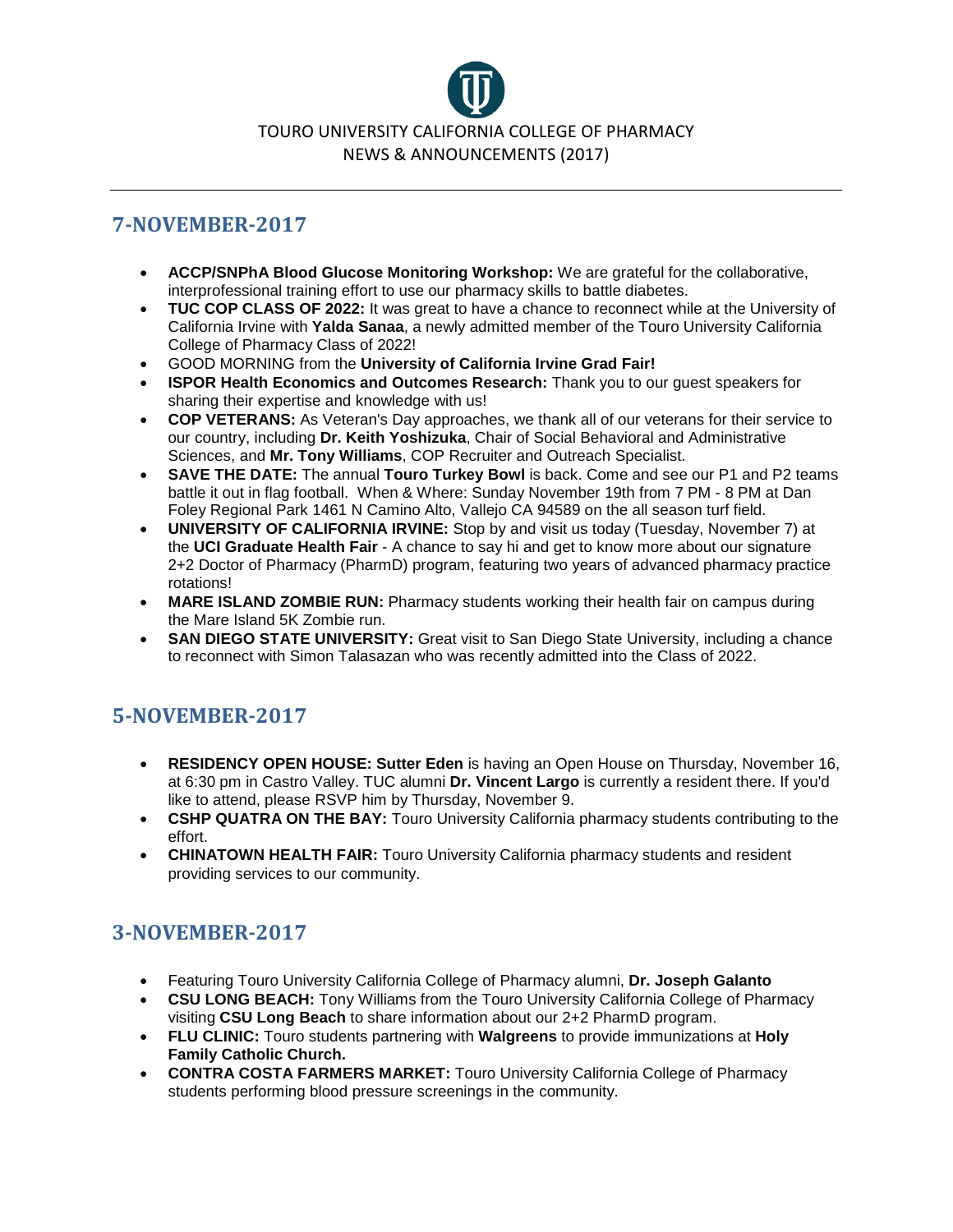TOURO UNIVERSITY CALIFORNIA COLLEGE OF PHARMACY
NEWS & ANNOUNCEMENTS (2017)

## 7-NOVEMBER-2017

- **ACCP/SNPhA Blood Glucose Monitoring Workshop:** We are grateful for the collaborative, interprofessional training effort to use our pharmacy skills to battle diabetes.
- **TUC COP CLASS OF 2022:** It was great to have a chance to reconnect while at the University of California Irvine with **Yalda Sanaa**, a newly admitted member of the Touro University California College of Pharmacy Class of 2022!
- GOOD MORNING from the **University of California Irvine Grad Fair!**
- **ISPOR Health Economics and Outcomes Research:** Thank you to our guest speakers for sharing their expertise and knowledge with us!
- **COP VETERANS:** As Veteran's Day approaches, we thank all of our veterans for their service to our country, including **Dr. Keith Yoshizuka**, Chair of Social Behavioral and Administrative Sciences, and **Mr. Tony Williams**, COP Recruiter and Outreach Specialist.
- **SAVE THE DATE:** The annual **Touro Turkey Bowl** is back. Come and see our P1 and P2 teams battle it out in flag football. When & Where: Sunday November 19th from 7 PM - 8 PM at Dan Foley Regional Park 1461 N Camino Alto, Vallejo CA 94589 on the all season turf field.
- **UNIVERSITY OF CALIFORNIA IRVINE:** Stop by and visit us today (Tuesday, November 7) at the **UCI Graduate Health Fair** - A chance to say hi and get to know more about our signature 2+2 Doctor of Pharmacy (PharmD) program, featuring two years of advanced pharmacy practice rotations!
- **MARE ISLAND ZOMBIE RUN:** Pharmacy students working their health fair on campus during the Mare Island 5K Zombie run.
- **SAN DIEGO STATE UNIVERSITY:** Great visit to San Diego State University, including a chance to reconnect with Simon Talasazan who was recently admitted into the Class of 2022.

## 5-NOVEMBER-2017

- **RESIDENCY OPEN HOUSE: Sutter Eden** is having an Open House on Thursday, November 16, at 6:30 pm in Castro Valley. TUC alumni **Dr. Vincent Largo** is currently a resident there. If you'd like to attend, please RSVP him by Thursday, November 9.
- **CSHP QUATRA ON THE BAY:** Touro University California pharmacy students contributing to the effort.
- **CHINATOWN HEALTH FAIR:** Touro University California pharmacy students and resident providing services to our community.

## 3-NOVEMBER-2017

- Featuring Touro University California College of Pharmacy alumni, **Dr. Joseph Galanto**
- **CSU LONG BEACH:** Tony Williams from the Touro University California College of Pharmacy visiting **CSU Long Beach** to share information about our 2+2 PharmD program.
- **FLU CLINIC:** Touro students partnering with **Walgreens** to provide immunizations at **Holy Family Catholic Church.**
- **CONTRA COSTA FARMERS MARKET:** Touro University California College of Pharmacy students performing blood pressure screenings in the community.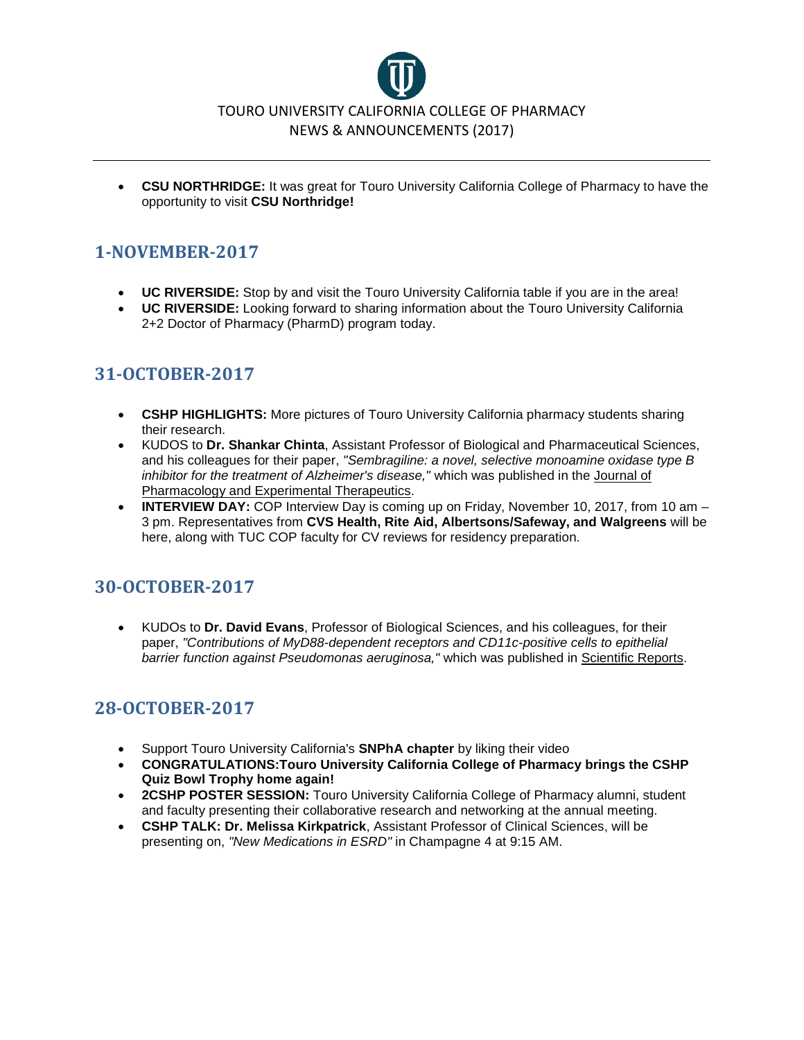- **CSU NORTHRIDGE:** It was great for Touro University California College of Pharmacy to have the opportunity to visit **CSU Northridge!**

## 1-NOVEMBER-2017

- **UC RIVERSIDE:** Stop by and visit the Touro University California table if you are in the area!
- **UC RIVERSIDE:** Looking forward to sharing information about the Touro University California 2+2 Doctor of Pharmacy (PharmD) program today.

## 31-OCTOBER-2017

- **CSHP HIGHLIGHTS:** More pictures of Touro University California pharmacy students sharing their research.
- KUDOS to **Dr. Shankar Chinta**, Assistant Professor of Biological and Pharmaceutical Sciences, and his colleagues for their paper, *"Sembragiline: a novel, selective monoamine oxidase type B inhibitor for the treatment of Alzheimer's disease,"* which was published in the Journal of Pharmacology and Experimental Therapeutics.
- **INTERVIEW DAY:** COP Interview Day is coming up on Friday, November 10, 2017, from 10 am – 3 pm. Representatives from **CVS Health, Rite Aid, Albertsons/Safeway, and Walgreens** will be here, along with TUC COP faculty for CV reviews for residency preparation.

## 30-OCTOBER-2017

- KUDOs to **Dr. David Evans**, Professor of Biological Sciences, and his colleagues, for their paper, *"Contributions of MyD88-dependent receptors and CD11c-positive cells to epithelial barrier function against Pseudomonas aeruginosa,"* which was published in Scientific Reports.

## 28-OCTOBER-2017

- Support Touro University California's **SNPhA chapter** by liking their video
- **CONGRATULATIONS:Touro University California College of Pharmacy brings the CSHP Quiz Bowl Trophy home again!**
- **2CSHP POSTER SESSION:** Touro University California College of Pharmacy alumni, student and faculty presenting their collaborative research and networking at the annual meeting.
- **CSHP TALK: Dr. Melissa Kirkpatrick**, Assistant Professor of Clinical Sciences, will be presenting on, *"New Medications in ESRD"* in Champagne 4 at 9:15 AM.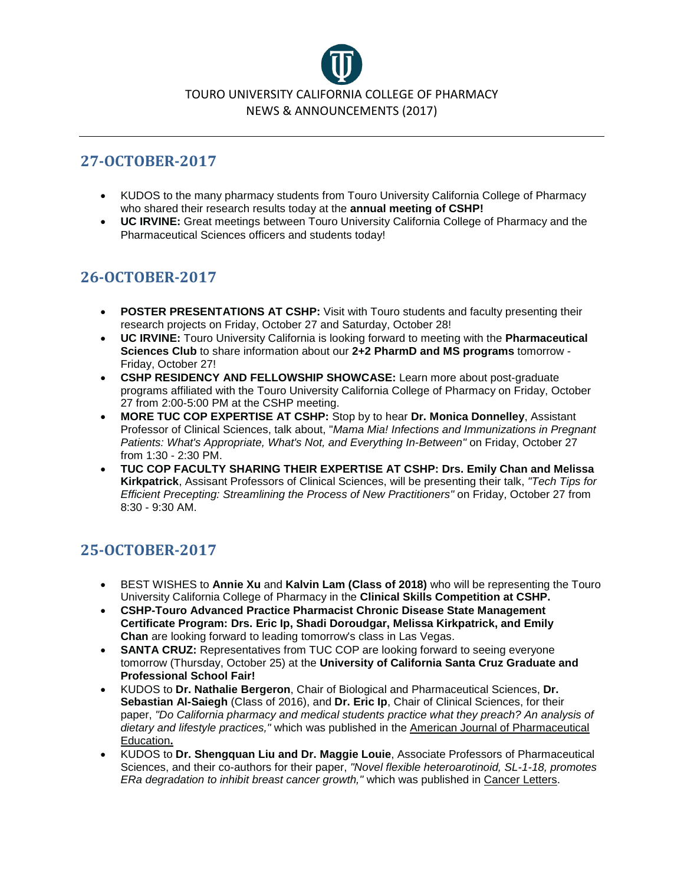TOURO UNIVERSITY CALIFORNIA COLLEGE OF PHARMACY
NEWS & ANNOUNCEMENTS (2017)

---

## 27-OCTOBER-2017

- KUDOS to the many pharmacy students from Touro University California College of Pharmacy who shared their research results today at the **annual meeting of CSHP!**
- **UC IRVINE:** Great meetings between Touro University California College of Pharmacy and the Pharmaceutical Sciences officers and students today!

## 26-OCTOBER-2017

- **POSTER PRESENTATIONS AT CSHP:** Visit with Touro students and faculty presenting their research projects on Friday, October 27 and Saturday, October 28!
- **UC IRVINE:** Touro University California is looking forward to meeting with the **Pharmaceutical Sciences Club** to share information about our **2+2 PharmD and MS programs** tomorrow - Friday, October 27!
- **CSHP RESIDENCY AND FELLOWSHIP SHOWCASE:** Learn more about post-graduate programs affiliated with the Touro University California College of Pharmacy on Friday, October 27 from 2:00-5:00 PM at the CSHP meeting.
- **MORE TUC COP EXPERTISE AT CSHP:** Stop by to hear **Dr. Monica Donnelley**, Assistant Professor of Clinical Sciences, talk about, "*Mama Mia! Infections and Immunizations in Pregnant Patients: What's Appropriate, What's Not, and Everything In-Between"* on Friday, October 27 from 1:30 - 2:30 PM.
- **TUC COP FACULTY SHARING THEIR EXPERTISE AT CSHP: Drs. Emily Chan and Melissa Kirkpatrick**, Assisant Professors of Clinical Sciences, will be presenting their talk, *"Tech Tips for Efficient Precepting: Streamlining the Process of New Practitioners"* on Friday, October 27 from 8:30 - 9:30 AM.

## 25-OCTOBER-2017

- BEST WISHES to **Annie Xu** and **Kalvin Lam (Class of 2018)** who will be representing the Touro University California College of Pharmacy in the **Clinical Skills Competition at CSHP.**
- **CSHP-Touro Advanced Practice Pharmacist Chronic Disease State Management Certificate Program: Drs. Eric Ip, Shadi Doroudgar, Melissa Kirkpatrick, and Emily Chan** are looking forward to leading tomorrow's class in Las Vegas.
- **SANTA CRUZ:** Representatives from TUC COP are looking forward to seeing everyone tomorrow (Thursday, October 25) at the **University of California Santa Cruz Graduate and Professional School Fair!**
- KUDOS to **Dr. Nathalie Bergeron**, Chair of Biological and Pharmaceutical Sciences, **Dr. Sebastian Al-Saiegh** (Class of 2016), and **Dr. Eric Ip**, Chair of Clinical Sciences, for their paper, *"Do California pharmacy and medical students practice what they preach? An analysis of dietary and lifestyle practices,"* which was published in the American Journal of Pharmaceutical Education**.**
- KUDOS to **Dr. Shengquan Liu and Dr. Maggie Louie**, Associate Professors of Pharmaceutical Sciences, and their co-authors for their paper, *"Novel flexible heteroarotinoid, SL-1-18, promotes ERa degradation to inhibit breast cancer growth,"* which was published in Cancer Letters.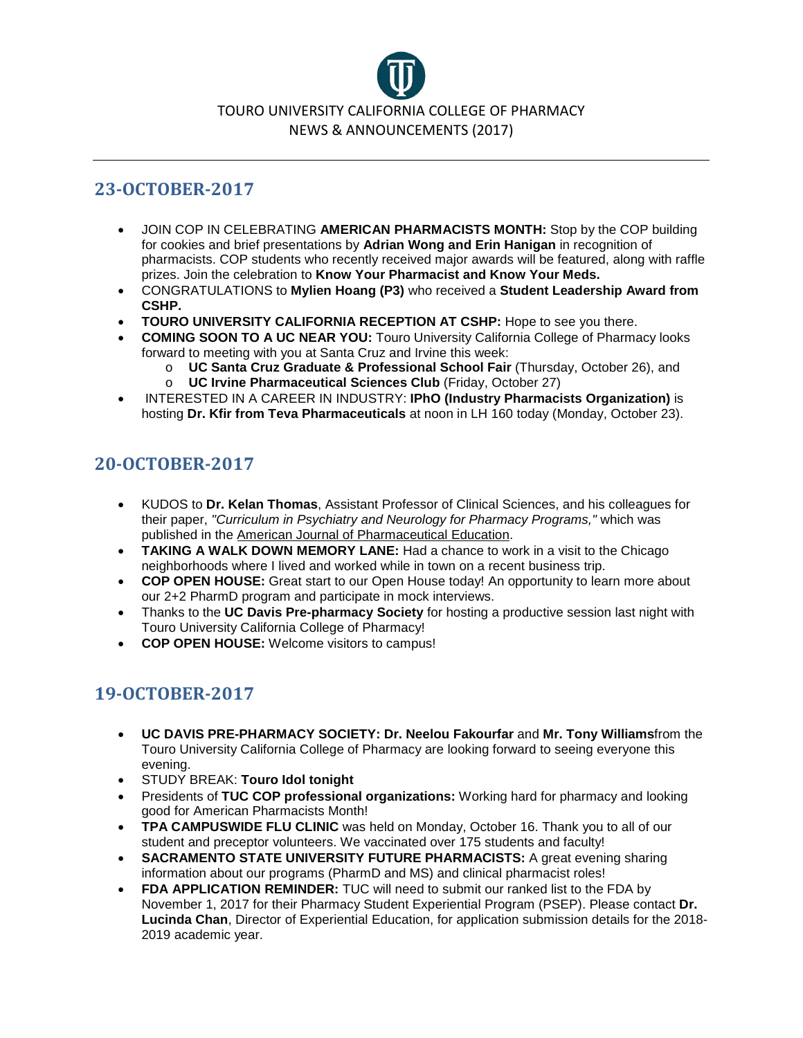TOURO UNIVERSITY CALIFORNIA COLLEGE OF PHARMACY
NEWS & ANNOUNCEMENTS (2017)

## 23-OCTOBER-2017

- JOIN COP IN CELEBRATING **AMERICAN PHARMACISTS MONTH:** Stop by the COP building for cookies and brief presentations by **Adrian Wong and Erin Hanigan** in recognition of pharmacists. COP students who recently received major awards will be featured, along with raffle prizes. Join the celebration to **Know Your Pharmacist and Know Your Meds.**
- CONGRATULATIONS to **Mylien Hoang (P3)** who received a **Student Leadership Award from CSHP.**
- **TOURO UNIVERSITY CALIFORNIA RECEPTION AT CSHP:** Hope to see you there.
- **COMING SOON TO A UC NEAR YOU:** Touro University California College of Pharmacy looks forward to meeting with you at Santa Cruz and Irvine this week:
  - **UC Santa Cruz Graduate & Professional School Fair** (Thursday, October 26), and
  - **UC Irvine Pharmaceutical Sciences Club** (Friday, October 27)
- INTERESTED IN A CAREER IN INDUSTRY: **IPhO (Industry Pharmacists Organization)** is hosting **Dr. Kfir from Teva Pharmaceuticals** at noon in LH 160 today (Monday, October 23).

## 20-OCTOBER-2017

- KUDOS to **Dr. Kelan Thomas**, Assistant Professor of Clinical Sciences, and his colleagues for their paper, *"Curriculum in Psychiatry and Neurology for Pharmacy Programs,"* which was published in the American Journal of Pharmaceutical Education.
- **TAKING A WALK DOWN MEMORY LANE:** Had a chance to work in a visit to the Chicago neighborhoods where I lived and worked while in town on a recent business trip.
- **COP OPEN HOUSE:** Great start to our Open House today! An opportunity to learn more about our 2+2 PharmD program and participate in mock interviews.
- Thanks to the **UC Davis Pre-pharmacy Society** for hosting a productive session last night with Touro University California College of Pharmacy!
- **COP OPEN HOUSE:** Welcome visitors to campus!

## 19-OCTOBER-2017

- **UC DAVIS PRE-PHARMACY SOCIETY: Dr. Neelou Fakourfar** and **Mr. Tony Williams**from the Touro University California College of Pharmacy are looking forward to seeing everyone this evening.
- STUDY BREAK: **Touro Idol tonight**
- Presidents of **TUC COP professional organizations:** Working hard for pharmacy and looking good for American Pharmacists Month!
- **TPA CAMPUSWIDE FLU CLINIC** was held on Monday, October 16. Thank you to all of our student and preceptor volunteers. We vaccinated over 175 students and faculty!
- **SACRAMENTO STATE UNIVERSITY FUTURE PHARMACISTS:** A great evening sharing information about our programs (PharmD and MS) and clinical pharmacist roles!
- **FDA APPLICATION REMINDER:** TUC will need to submit our ranked list to the FDA by November 1, 2017 for their Pharmacy Student Experiential Program (PSEP). Please contact **Dr. Lucinda Chan**, Director of Experiential Education, for application submission details for the 2018-2019 academic year.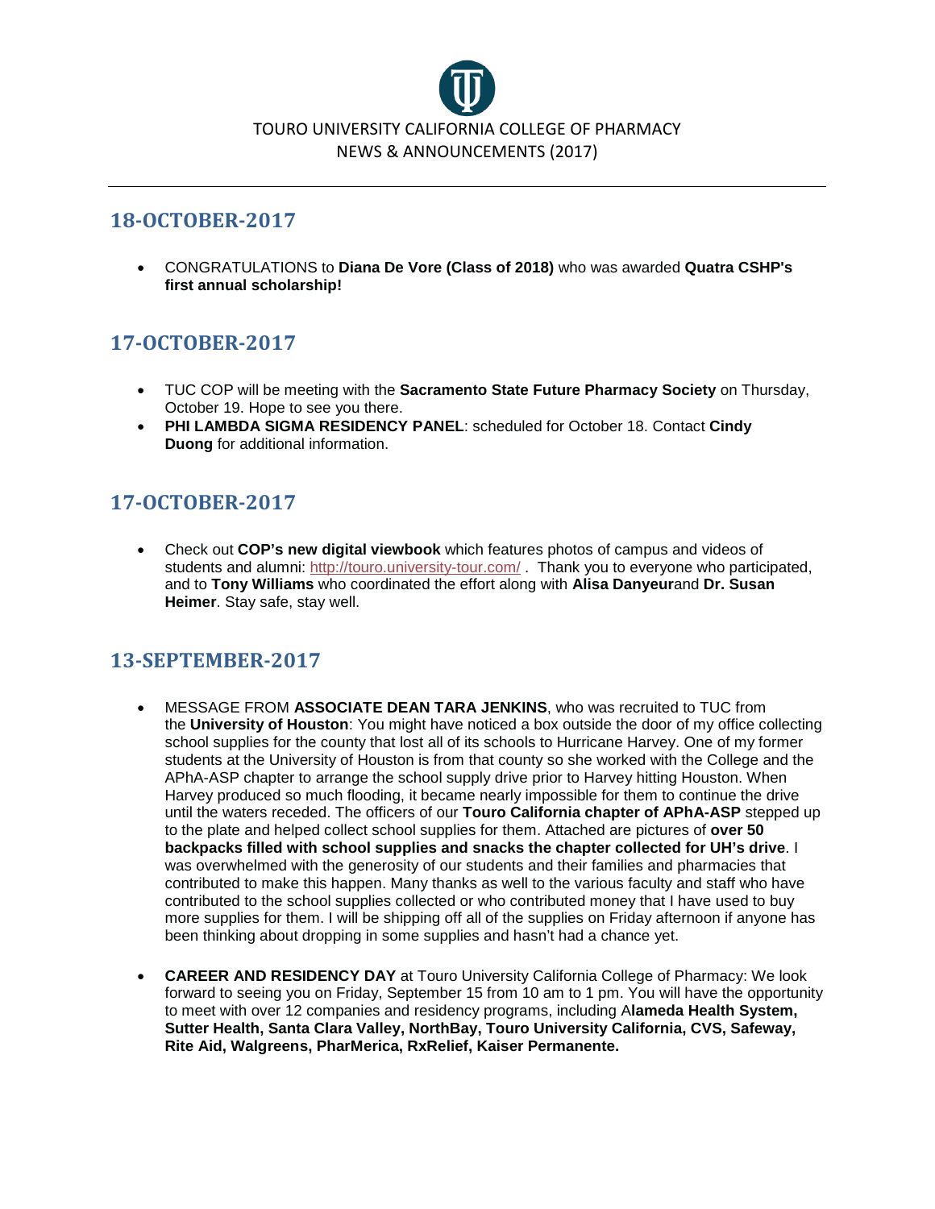TOURO UNIVERSITY CALIFORNIA COLLEGE OF PHARMACY
NEWS & ANNOUNCEMENTS (2017)

---

## 18-OCTOBER-2017

- CONGRATULATIONS to **Diana De Vore (Class of 2018)** who was awarded **Quatra CSHP's first annual scholarship!**

## 17-OCTOBER-2017

- TUC COP will be meeting with the **Sacramento State Future Pharmacy Society** on Thursday, October 19. Hope to see you there.
- **PHI LAMBDA SIGMA RESIDENCY PANEL**: scheduled for October 18. Contact **Cindy Duong** for additional information.

## 17-OCTOBER-2017

- Check out **COP's new digital viewbook** which features photos of campus and videos of students and alumni: http://touro.university-tour.com/ . Thank you to everyone who participated, and to **Tony Williams** who coordinated the effort along with **Alisa Danyeur**and **Dr. Susan Heimer**. Stay safe, stay well.

## 13-SEPTEMBER-2017

- MESSAGE FROM **ASSOCIATE DEAN TARA JENKINS**, who was recruited to TUC from the **University of Houston**: You might have noticed a box outside the door of my office collecting school supplies for the county that lost all of its schools to Hurricane Harvey. One of my former students at the University of Houston is from that county so she worked with the College and the APhA-ASP chapter to arrange the school supply drive prior to Harvey hitting Houston. When Harvey produced so much flooding, it became nearly impossible for them to continue the drive until the waters receded. The officers of our **Touro California chapter of APhA-ASP** stepped up to the plate and helped collect school supplies for them. Attached are pictures of **over 50 backpacks filled with school supplies and snacks the chapter collected for UH's drive**. I was overwhelmed with the generosity of our students and their families and pharmacies that contributed to make this happen. Many thanks as well to the various faculty and staff who have contributed to the school supplies collected or who contributed money that I have used to buy more supplies for them. I will be shipping off all of the supplies on Friday afternoon if anyone has been thinking about dropping in some supplies and hasn't had a chance yet.

- **CAREER AND RESIDENCY DAY** at Touro University California College of Pharmacy: We look forward to seeing you on Friday, September 15 from 10 am to 1 pm. You will have the opportunity to meet with over 12 companies and residency programs, including A**lameda Health System, Sutter Health, Santa Clara Valley, NorthBay, Touro University California, CVS, Safeway, Rite Aid, Walgreens, PharMerica, RxRelief, Kaiser Permanente.**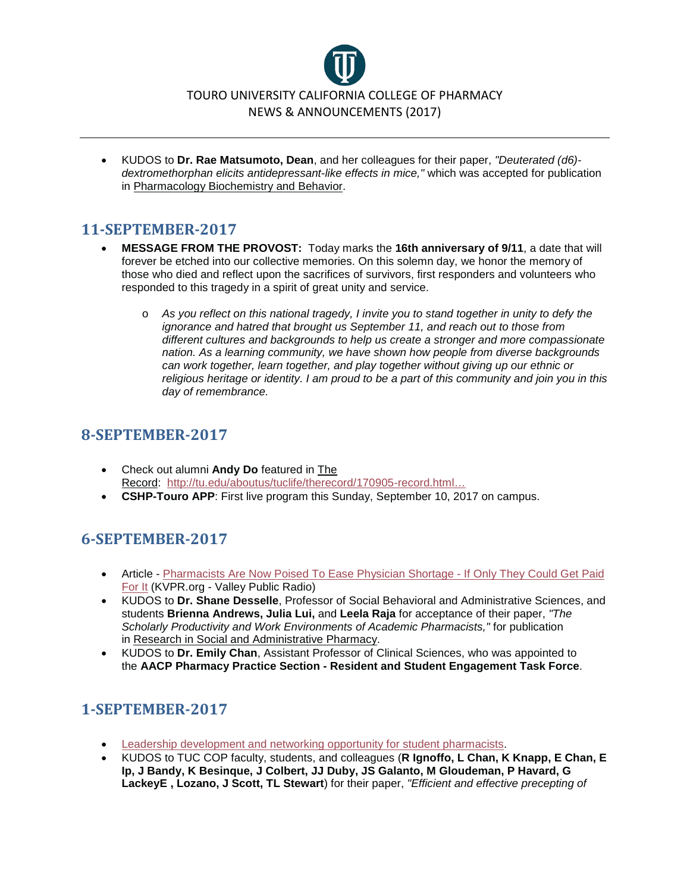- KUDOS to **Dr. Rae Matsumoto, Dean**, and her colleagues for their paper, *"Deuterated (d6)-dextromethorphan elicits antidepressant-like effects in mice,"* which was accepted for publication in Pharmacology Biochemistry and Behavior.

## 11-SEPTEMBER-2017

- **MESSAGE FROM THE PROVOST:** Today marks the **16th anniversary of 9/11**, a date that will forever be etched into our collective memories. On this solemn day, we honor the memory of those who died and reflect upon the sacrifices of survivors, first responders and volunteers who responded to this tragedy in a spirit of great unity and service.
    - *As you reflect on this national tragedy, I invite you to stand together in unity to defy the ignorance and hatred that brought us September 11, and reach out to those from different cultures and backgrounds to help us create a stronger and more compassionate nation. As a learning community, we have shown how people from diverse backgrounds can work together, learn together, and play together without giving up our ethnic or religious heritage or identity. I am proud to be a part of this community and join you in this day of remembrance.*

## 8-SEPTEMBER-2017

- Check out alumni **Andy Do** featured in The Record: http://tu.edu/aboutus/tuclife/therecord/170905-record.html…
- **CSHP-Touro APP**: First live program this Sunday, September 10, 2017 on campus.

## 6-SEPTEMBER-2017

- Article - Pharmacists Are Now Poised To Ease Physician Shortage - If Only They Could Get Paid For It (KVPR.org - Valley Public Radio)
- KUDOS to **Dr. Shane Desselle**, Professor of Social Behavioral and Administrative Sciences, and students **Brienna Andrews, Julia Lui,** and **Leela Raja** for acceptance of their paper, *"The Scholarly Productivity and Work Environments of Academic Pharmacists,"* for publication in Research in Social and Administrative Pharmacy.
- KUDOS to **Dr. Emily Chan**, Assistant Professor of Clinical Sciences, who was appointed to the **AACP Pharmacy Practice Section - Resident and Student Engagement Task Force**.

## 1-SEPTEMBER-2017

- Leadership development and networking opportunity for student pharmacists.
- KUDOS to TUC COP faculty, students, and colleagues (**R Ignoffo, L Chan, K Knapp, E Chan, E Ip, J Bandy, K Besinque, J Colbert, JJ Duby, JS Galanto, M Gloudeman, P Havard, G LackeyE , Lozano, J Scott, TL Stewart**) for their paper, *"Efficient and effective precepting of*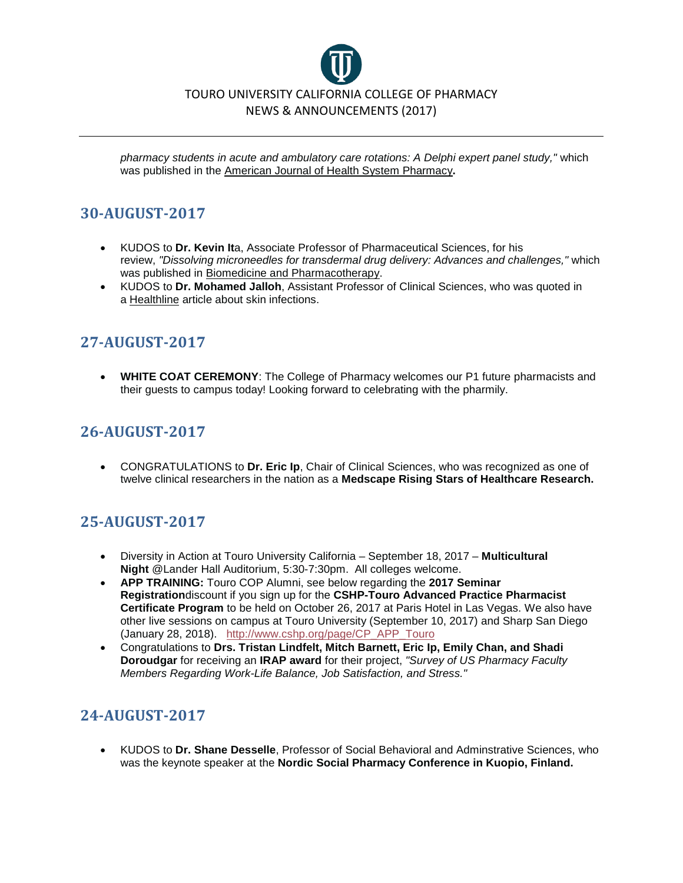*pharmacy students in acute and ambulatory care rotations: A Delphi expert panel study,"* which was published in the American Journal of Health System Pharmacy**.**

## 30-AUGUST-2017

- KUDOS to **Dr. Kevin It**a, Associate Professor of Pharmaceutical Sciences, for his review, *"Dissolving microneedles for transdermal drug delivery: Advances and challenges,"* which was published in Biomedicine and Pharmacotherapy.
- KUDOS to **Dr. Mohamed Jalloh**, Assistant Professor of Clinical Sciences, who was quoted in a Healthline article about skin infections.

## 27-AUGUST-2017

- **WHITE COAT CEREMONY**: The College of Pharmacy welcomes our P1 future pharmacists and their guests to campus today! Looking forward to celebrating with the pharmily.

## 26-AUGUST-2017

- CONGRATULATIONS to **Dr. Eric Ip**, Chair of Clinical Sciences, who was recognized as one of twelve clinical researchers in the nation as a **Medscape Rising Stars of Healthcare Research.**

## 25-AUGUST-2017

- Diversity in Action at Touro University California – September 18, 2017 – **Multicultural Night** @Lander Hall Auditorium, 5:30-7:30pm. All colleges welcome.
- **APP TRAINING:** Touro COP Alumni, see below regarding the **2017 Seminar Registration**discount if you sign up for the **CSHP-Touro Advanced Practice Pharmacist Certificate Program** to be held on October 26, 2017 at Paris Hotel in Las Vegas. We also have other live sessions on campus at Touro University (September 10, 2017) and Sharp San Diego (January 28, 2018). http://www.cshp.org/page/CP_APP_Touro
- Congratulations to **Drs. Tristan Lindfelt, Mitch Barnett, Eric Ip, Emily Chan, and Shadi Doroudgar** for receiving an **IRAP award** for their project, *"Survey of US Pharmacy Faculty Members Regarding Work-Life Balance, Job Satisfaction, and Stress."*

## 24-AUGUST-2017

- KUDOS to **Dr. Shane Desselle**, Professor of Social Behavioral and Adminstrative Sciences, who was the keynote speaker at the **Nordic Social Pharmacy Conference in Kuopio, Finland.**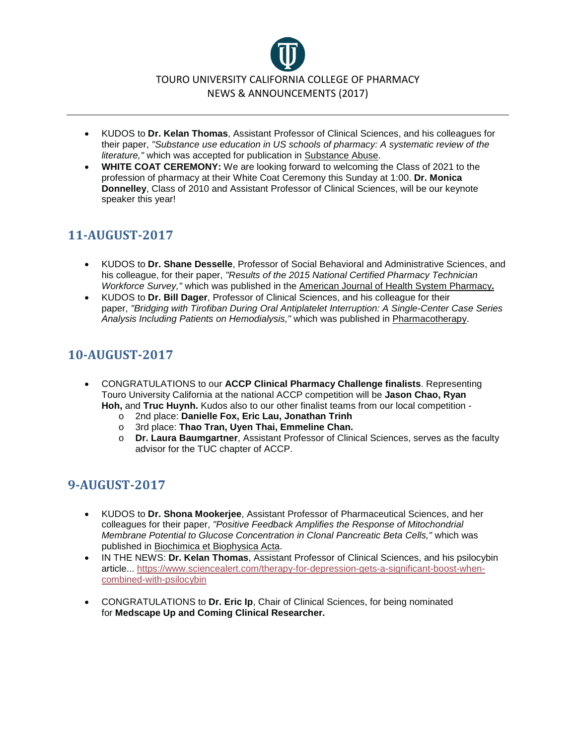- KUDOS to **Dr. Kelan Thomas**, Assistant Professor of Clinical Sciences, and his colleagues for their paper, *"Substance use education in US schools of pharmacy: A systematic review of the literature,"* which was accepted for publication in Substance Abuse.
- **WHITE COAT CEREMONY:** We are looking forward to welcoming the Class of 2021 to the profession of pharmacy at their White Coat Ceremony this Sunday at 1:00. **Dr. Monica Donnelley**, Class of 2010 and Assistant Professor of Clinical Sciences, will be our keynote speaker this year!

## 11-AUGUST-2017

- KUDOS to **Dr. Shane Desselle**, Professor of Social Behavioral and Administrative Sciences, and his colleague, for their paper, *"Results of the 2015 National Certified Pharmacy Technician Workforce Survey,"* which was published in the American Journal of Health System Pharmacy**.**
- KUDOS to **Dr. Bill Dager**, Professor of Clinical Sciences, and his colleague for their paper, *"Bridging with Tirofiban During Oral Antiplatelet Interruption: A Single-Center Case Series Analysis Including Patients on Hemodialysis,"* which was published in Pharmacotherapy.

## 10-AUGUST-2017

- CONGRATULATIONS to our **ACCP Clinical Pharmacy Challenge finalists**. Representing Touro University California at the national ACCP competition will be **Jason Chao, Ryan Hoh,** and **Truc Huynh.** Kudos also to our other finalist teams from our local competition -
  - 2nd place: **Danielle Fox, Eric Lau, Jonathan Trinh**
  - 3rd place: **Thao Tran, Uyen Thai, Emmeline Chan.**
  - **Dr. Laura Baumgartner**, Assistant Professor of Clinical Sciences, serves as the faculty advisor for the TUC chapter of ACCP.

## 9-AUGUST-2017

- KUDOS to **Dr. Shona Mookerjee**, Assistant Professor of Pharmaceutical Sciences, and her colleagues for their paper, *"Positive Feedback Amplifies the Response of Mitochondrial Membrane Potential to Glucose Concentration in Clonal Pancreatic Beta Cells,"* which was published in Biochimica et Biophysica Acta.
- IN THE NEWS: **Dr. Kelan Thomas**, Assistant Professor of Clinical Sciences, and his psilocybin article... https://www.sciencealert.com/therapy-for-depression-gets-a-significant-boost-when-combined-with-psilocybin
- CONGRATULATIONS to **Dr. Eric Ip**, Chair of Clinical Sciences, for being nominated for **Medscape Up and Coming Clinical Researcher.**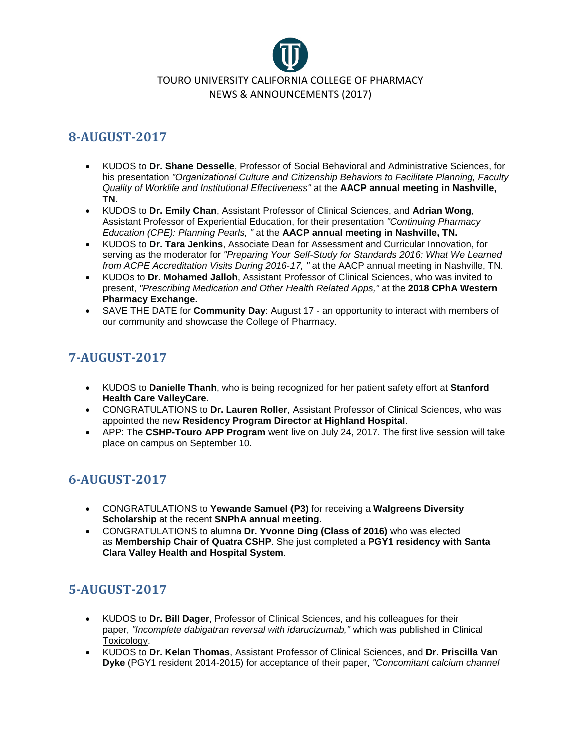TOURO UNIVERSITY CALIFORNIA COLLEGE OF PHARMACY
NEWS & ANNOUNCEMENTS (2017)

## 8-AUGUST-2017

- KUDOS to **Dr. Shane Desselle**, Professor of Social Behavioral and Administrative Sciences, for his presentation *"Organizational Culture and Citizenship Behaviors to Facilitate Planning, Faculty Quality of Worklife and Institutional Effectiveness"* at the **AACP annual meeting in Nashville, TN.**
- KUDOS to **Dr. Emily Chan**, Assistant Professor of Clinical Sciences, and **Adrian Wong**, Assistant Professor of Experiential Education, for their presentation *"Continuing Pharmacy Education (CPE): Planning Pearls, "* at the **AACP annual meeting in Nashville, TN.**
- KUDOS to **Dr. Tara Jenkins**, Associate Dean for Assessment and Curricular Innovation, for serving as the moderator for *"Preparing Your Self-Study for Standards 2016: What We Learned from ACPE Accreditation Visits During 2016-17, "* at the AACP annual meeting in Nashville, TN.
- KUDOs to **Dr. Mohamed Jalloh**, Assistant Professor of Clinical Sciences, who was invited to present, *"Prescribing Medication and Other Health Related Apps,"* at the **2018 CPhA Western Pharmacy Exchange.**
- SAVE THE DATE for **Community Day**: August 17 - an opportunity to interact with members of our community and showcase the College of Pharmacy.

## 7-AUGUST-2017

- KUDOS to **Danielle Thanh**, who is being recognized for her patient safety effort at **Stanford Health Care ValleyCare**.
- CONGRATULATIONS to **Dr. Lauren Roller**, Assistant Professor of Clinical Sciences, who was appointed the new **Residency Program Director at Highland Hospital**.
- APP: The **CSHP-Touro APP Program** went live on July 24, 2017. The first live session will take place on campus on September 10.

## 6-AUGUST-2017

- CONGRATULATIONS to **Yewande Samuel (P3)** for receiving a **Walgreens Diversity Scholarship** at the recent **SNPhA annual meeting**.
- CONGRATULATIONS to alumna **Dr. Yvonne Ding (Class of 2016)** who was elected as **Membership Chair of Quatra CSHP**. She just completed a **PGY1 residency with Santa Clara Valley Health and Hospital System**.

## 5-AUGUST-2017

- KUDOS to **Dr. Bill Dager**, Professor of Clinical Sciences, and his colleagues for their paper, *"Incomplete dabigatran reversal with idarucizumab,"* which was published in Clinical Toxicology.
- KUDOS to **Dr. Kelan Thomas**, Assistant Professor of Clinical Sciences, and **Dr. Priscilla Van Dyke** (PGY1 resident 2014-2015) for acceptance of their paper, *"Concomitant calcium channel*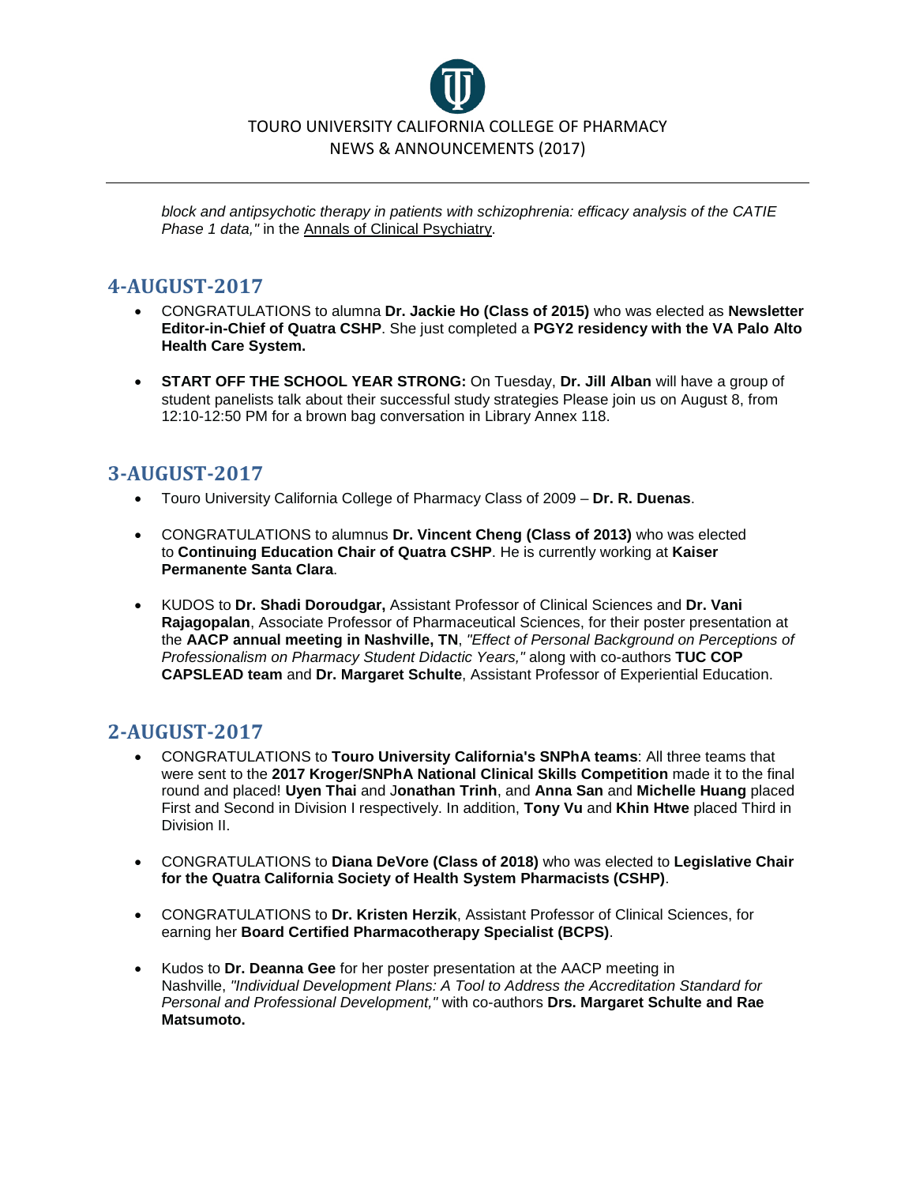*block and antipsychotic therapy in patients with schizophrenia: efficacy analysis of the CATIE Phase 1 data,"* in the Annals of Clinical Psychiatry.

## 4-AUGUST-2017

- CONGRATULATIONS to alumna **Dr. Jackie Ho (Class of 2015)** who was elected as **Newsletter Editor-in-Chief of Quatra CSHP**. She just completed a **PGY2 residency with the VA Palo Alto Health Care System.**
- **START OFF THE SCHOOL YEAR STRONG:** On Tuesday, **Dr. Jill Alban** will have a group of student panelists talk about their successful study strategies Please join us on August 8, from 12:10-12:50 PM for a brown bag conversation in Library Annex 118.

## 3-AUGUST-2017

- Touro University California College of Pharmacy Class of 2009 – **Dr. R. Duenas**.
- CONGRATULATIONS to alumnus **Dr. Vincent Cheng (Class of 2013)** who was elected to **Continuing Education Chair of Quatra CSHP**. He is currently working at **Kaiser Permanente Santa Clara**.
- KUDOS to **Dr. Shadi Doroudgar,** Assistant Professor of Clinical Sciences and **Dr. Vani Rajagopalan**, Associate Professor of Pharmaceutical Sciences, for their poster presentation at the **AACP annual meeting in Nashville, TN**, *"Effect of Personal Background on Perceptions of Professionalism on Pharmacy Student Didactic Years,"* along with co-authors **TUC COP CAPSLEAD team** and **Dr. Margaret Schulte**, Assistant Professor of Experiential Education.

## 2-AUGUST-2017

- CONGRATULATIONS to **Touro University California's SNPhA teams**: All three teams that were sent to the **2017 Kroger/SNPhA National Clinical Skills Competition** made it to the final round and placed! **Uyen Thai** and J**onathan Trinh**, and **Anna San** and **Michelle Huang** placed First and Second in Division I respectively. In addition, **Tony Vu** and **Khin Htwe** placed Third in Division II.
- CONGRATULATIONS to **Diana DeVore (Class of 2018)** who was elected to **Legislative Chair for the Quatra California Society of Health System Pharmacists (CSHP)**.
- CONGRATULATIONS to **Dr. Kristen Herzik**, Assistant Professor of Clinical Sciences, for earning her **Board Certified Pharmacotherapy Specialist (BCPS)**.
- Kudos to **Dr. Deanna Gee** for her poster presentation at the AACP meeting in Nashville, *"Individual Development Plans: A Tool to Address the Accreditation Standard for Personal and Professional Development,"* with co-authors **Drs. Margaret Schulte and Rae Matsumoto.**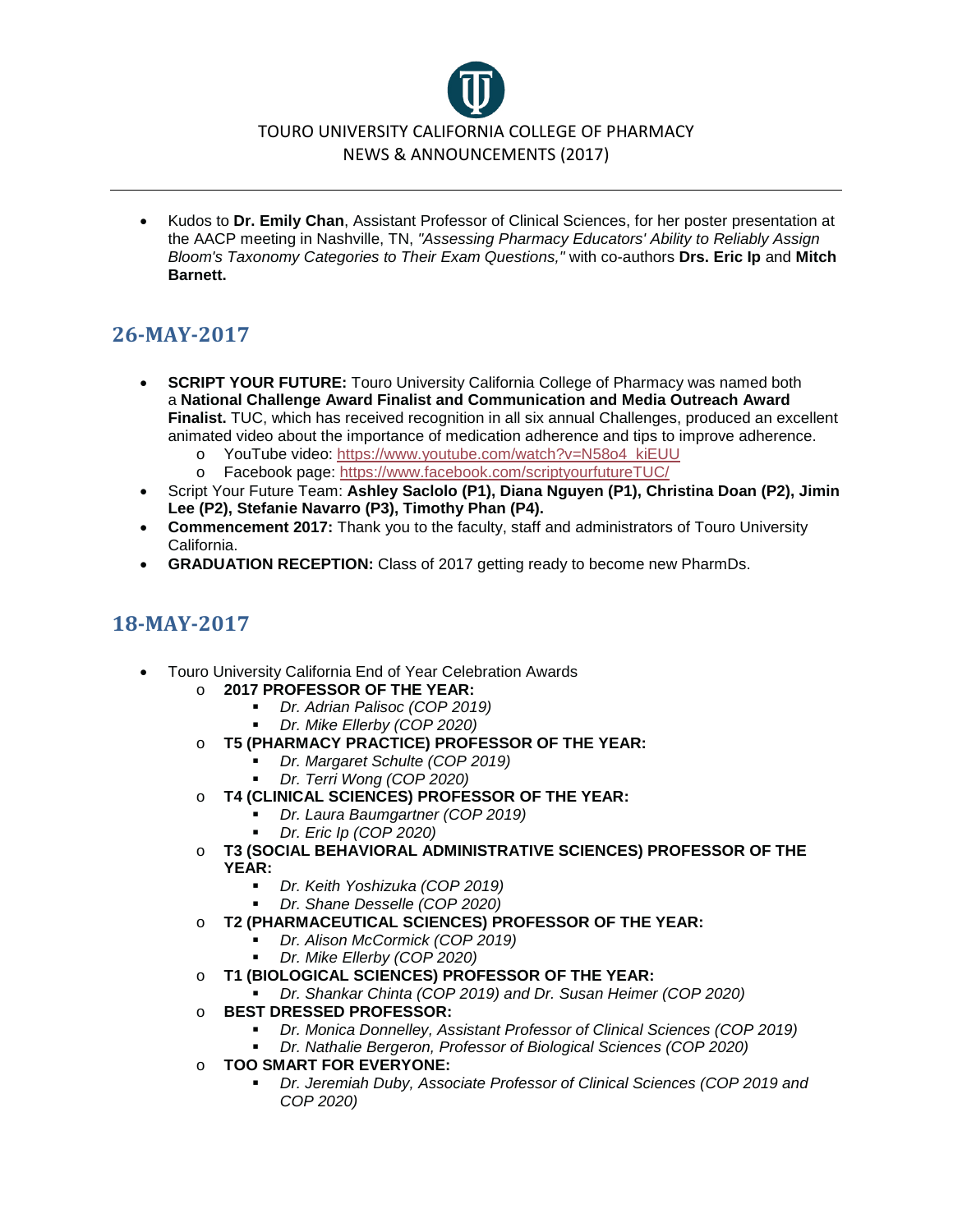- Kudos to **Dr. Emily Chan**, Assistant Professor of Clinical Sciences, for her poster presentation at the AACP meeting in Nashville, TN, *"Assessing Pharmacy Educators' Ability to Reliably Assign Bloom's Taxonomy Categories to Their Exam Questions,"* with co-authors **Drs. Eric Ip** and **Mitch Barnett.**

## 26-MAY-2017

- **SCRIPT YOUR FUTURE:** Touro University California College of Pharmacy was named both a **National Challenge Award Finalist and Communication and Media Outreach Award Finalist.** TUC, which has received recognition in all six annual Challenges, produced an excellent animated video about the importance of medication adherence and tips to improve adherence.
  - YouTube video: https://www.youtube.com/watch?v=N58o4_kiEUU
  - Facebook page: https://www.facebook.com/scriptyourfutureTUC/
- Script Your Future Team: **Ashley Saclolo (P1), Diana Nguyen (P1), Christina Doan (P2), Jimin Lee (P2), Stefanie Navarro (P3), Timothy Phan (P4).**
- **Commencement 2017:** Thank you to the faculty, staff and administrators of Touro University California.
- **GRADUATION RECEPTION:** Class of 2017 getting ready to become new PharmDs.

## 18-MAY-2017

- Touro University California End of Year Celebration Awards
  - **2017 PROFESSOR OF THE YEAR:**
    - *Dr. Adrian Palisoc (COP 2019)*
    - *Dr. Mike Ellerby (COP 2020)*
  - **T5 (PHARMACY PRACTICE) PROFESSOR OF THE YEAR:**
    - *Dr. Margaret Schulte (COP 2019)*
    - *Dr. Terri Wong (COP 2020)*
  - **T4 (CLINICAL SCIENCES) PROFESSOR OF THE YEAR:**
    - *Dr. Laura Baumgartner (COP 2019)*
    - *Dr. Eric Ip (COP 2020)*
  - **T3 (SOCIAL BEHAVIORAL ADMINISTRATIVE SCIENCES) PROFESSOR OF THE YEAR:**
    - *Dr. Keith Yoshizuka (COP 2019)*
    - *Dr. Shane Desselle (COP 2020)*
  - **T2 (PHARMACEUTICAL SCIENCES) PROFESSOR OF THE YEAR:**
    - *Dr. Alison McCormick (COP 2019)*
    - *Dr. Mike Ellerby (COP 2020)*
  - **T1 (BIOLOGICAL SCIENCES) PROFESSOR OF THE YEAR:**
    - *Dr. Shankar Chinta (COP 2019) and Dr. Susan Heimer (COP 2020)*
  - **BEST DRESSED PROFESSOR:**
    - *Dr. Monica Donnelley, Assistant Professor of Clinical Sciences (COP 2019)*
    - *Dr. Nathalie Bergeron, Professor of Biological Sciences (COP 2020)*
  - **TOO SMART FOR EVERYONE:**
    - *Dr. Jeremiah Duby, Associate Professor of Clinical Sciences (COP 2019 and COP 2020)*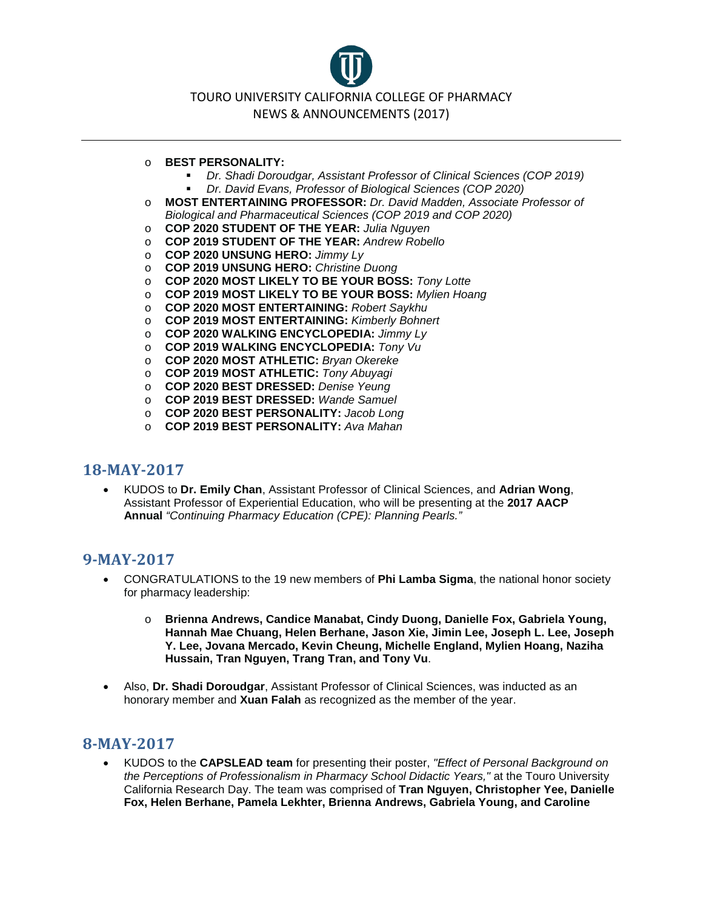- **BEST PERSONALITY:**
    - *Dr. Shadi Doroudgar, Assistant Professor of Clinical Sciences (COP 2019)*
    - *Dr. David Evans, Professor of Biological Sciences (COP 2020)*
- **MOST ENTERTAINING PROFESSOR:** *Dr. David Madden, Associate Professor of Biological and Pharmaceutical Sciences (COP 2019 and COP 2020)*
- **COP 2020 STUDENT OF THE YEAR:** *Julia Nguyen*
- **COP 2019 STUDENT OF THE YEAR:** *Andrew Robello*
- **COP 2020 UNSUNG HERO:** *Jimmy Ly*
- **COP 2019 UNSUNG HERO:** *Christine Duong*
- **COP 2020 MOST LIKELY TO BE YOUR BOSS:** *Tony Lotte*
- **COP 2019 MOST LIKELY TO BE YOUR BOSS:** *Mylien Hoang*
- **COP 2020 MOST ENTERTAINING:** *Robert Saykhu*
- **COP 2019 MOST ENTERTAINING:** *Kimberly Bohnert*
- **COP 2020 WALKING ENCYCLOPEDIA:** *Jimmy Ly*
- **COP 2019 WALKING ENCYCLOPEDIA:** *Tony Vu*
- **COP 2020 MOST ATHLETIC:** *Bryan Okereke*
- **COP 2019 MOST ATHLETIC:** *Tony Abuyagi*
- **COP 2020 BEST DRESSED:** *Denise Yeung*
- **COP 2019 BEST DRESSED:** *Wande Samuel*
- **COP 2020 BEST PERSONALITY:** *Jacob Long*
- **COP 2019 BEST PERSONALITY:** *Ava Mahan*

## 18-MAY-2017

- KUDOS to **Dr. Emily Chan**, Assistant Professor of Clinical Sciences, and **Adrian Wong**, Assistant Professor of Experiential Education, who will be presenting at the **2017 AACP Annual** *"Continuing Pharmacy Education (CPE): Planning Pearls."*

## 9-MAY-2017

- CONGRATULATIONS to the 19 new members of **Phi Lamba Sigma**, the national honor society for pharmacy leadership:
    - **Brienna Andrews, Candice Manabat, Cindy Duong, Danielle Fox, Gabriela Young, Hannah Mae Chuang, Helen Berhane, Jason Xie, Jimin Lee, Joseph L. Lee, Joseph Y. Lee, Jovana Mercado, Kevin Cheung, Michelle England, Mylien Hoang, Naziha Hussain, Tran Nguyen, Trang Tran, and Tony Vu**.
- Also, **Dr. Shadi Doroudgar**, Assistant Professor of Clinical Sciences, was inducted as an honorary member and **Xuan Falah** as recognized as the member of the year.

## 8-MAY-2017

- KUDOS to the **CAPSLEAD team** for presenting their poster, *"Effect of Personal Background on the Perceptions of Professionalism in Pharmacy School Didactic Years,"* at the Touro University California Research Day. The team was comprised of **Tran Nguyen, Christopher Yee, Danielle Fox, Helen Berhane, Pamela Lekhter, Brienna Andrews, Gabriela Young, and Caroline**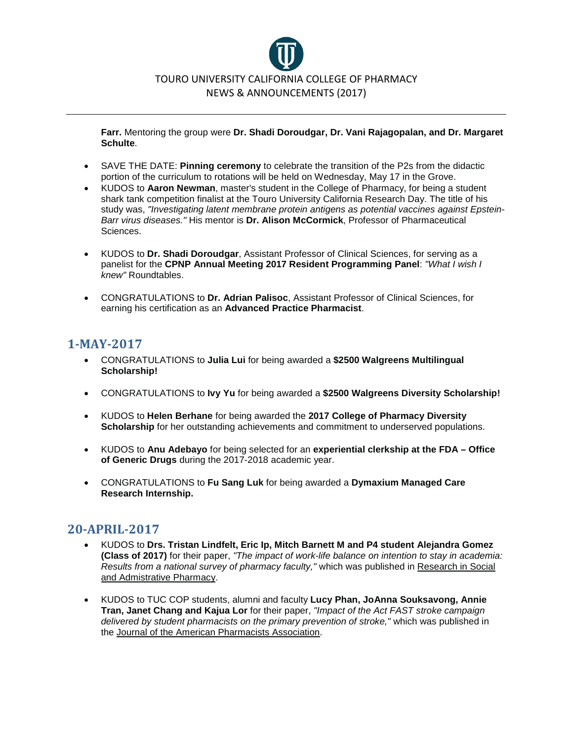**Farr.** Mentoring the group were **Dr. Shadi Doroudgar, Dr. Vani Rajagopalan, and Dr. Margaret Schulte**.

- SAVE THE DATE: **Pinning ceremony** to celebrate the transition of the P2s from the didactic portion of the curriculum to rotations will be held on Wednesday, May 17 in the Grove.
- KUDOS to **Aaron Newman**, master's student in the College of Pharmacy, for being a student shark tank competition finalist at the Touro University California Research Day. The title of his study was, *"Investigating latent membrane protein antigens as potential vaccines against Epstein-Barr virus diseases."* His mentor is **Dr. Alison McCormick**, Professor of Pharmaceutical Sciences.
- KUDOS to **Dr. Shadi Doroudgar**, Assistant Professor of Clinical Sciences, for serving as a panelist for the **CPNP Annual Meeting 2017 Resident Programming Panel**: *"What I wish I knew"* Roundtables.
- CONGRATULATIONS to **Dr. Adrian Palisoc**, Assistant Professor of Clinical Sciences, for earning his certification as an **Advanced Practice Pharmacist**.

## 1-MAY-2017

- CONGRATULATIONS to **Julia Lui** for being awarded a **$2500 Walgreens Multilingual Scholarship!**
- CONGRATULATIONS to **Ivy Yu** for being awarded a **$2500 Walgreens Diversity Scholarship!**
- KUDOS to **Helen Berhane** for being awarded the **2017 College of Pharmacy Diversity Scholarship** for her outstanding achievements and commitment to underserved populations.
- KUDOS to **Anu Adebayo** for being selected for an **experiential clerkship at the FDA – Office of Generic Drugs** during the 2017-2018 academic year.
- CONGRATULATIONS to **Fu Sang Luk** for being awarded a **Dymaxium Managed Care Research Internship.**

## 20-APRIL-2017

- KUDOS to **Drs. Tristan Lindfelt, Eric Ip, Mitch Barnett M and P4 student Alejandra Gomez (Class of 2017)** for their paper, *"The impact of work-life balance on intention to stay in academia: Results from a national survey of pharmacy faculty,"* which was published in Research in Social and Admistrative Pharmacy.
- KUDOS to TUC COP students, alumni and faculty **Lucy Phan, JoAnna Souksavong, Annie Tran, Janet Chang and Kajua Lor** for their paper, *"Impact of the Act FAST stroke campaign delivered by student pharmacists on the primary prevention of stroke,"* which was published in the Journal of the American Pharmacists Association.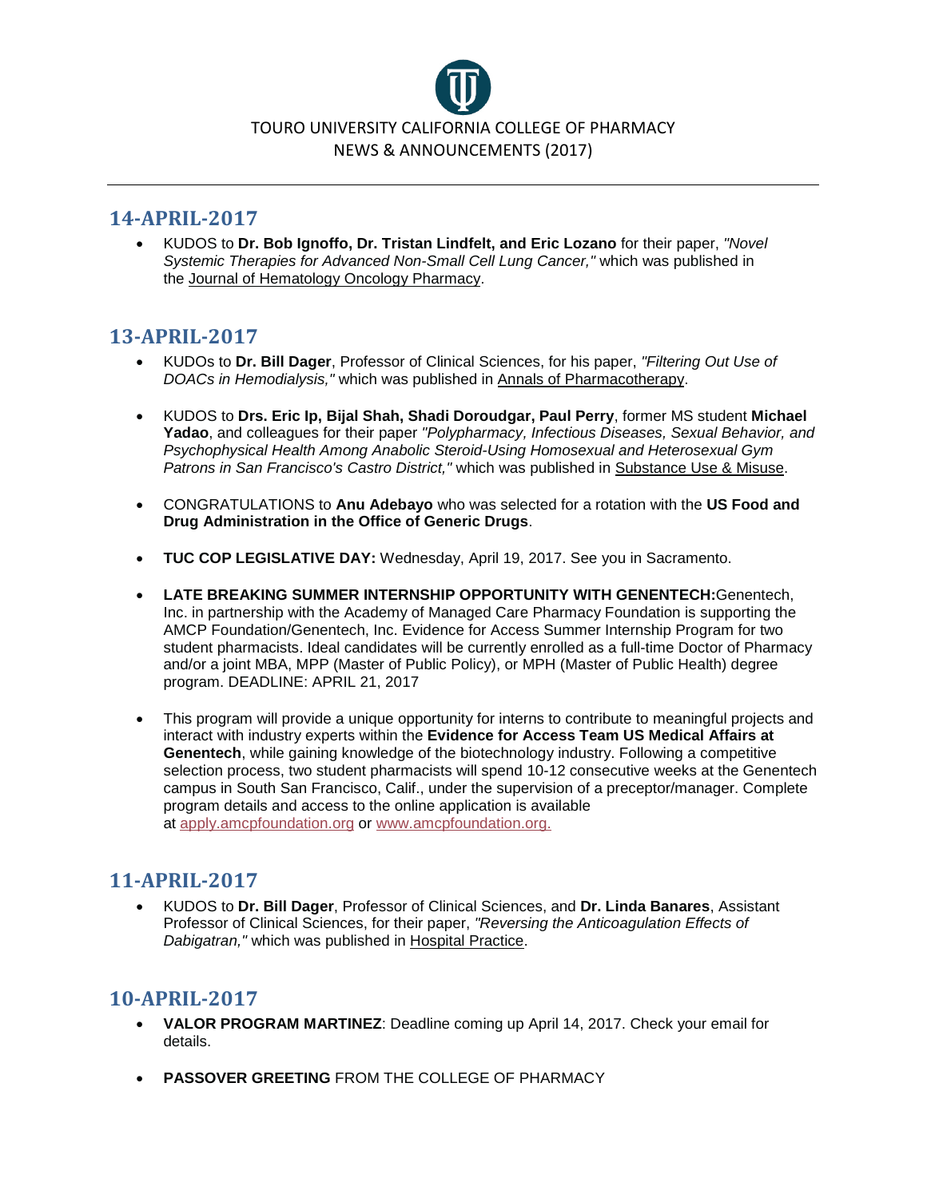TOURO UNIVERSITY CALIFORNIA COLLEGE OF PHARMACY
NEWS & ANNOUNCEMENTS (2017)

---

## 14-APRIL-2017

- KUDOS to **Dr. Bob Ignoffo, Dr. Tristan Lindfelt, and Eric Lozano** for their paper, *"Novel Systemic Therapies for Advanced Non-Small Cell Lung Cancer,"* which was published in the Journal of Hematology Oncology Pharmacy.

## 13-APRIL-2017

- KUDOs to **Dr. Bill Dager**, Professor of Clinical Sciences, for his paper, *"Filtering Out Use of DOACs in Hemodialysis,"* which was published in Annals of Pharmacotherapy.

- KUDOS to **Drs. Eric Ip, Bijal Shah, Shadi Doroudgar, Paul Perry**, former MS student **Michael Yadao**, and colleagues for their paper *"Polypharmacy, Infectious Diseases, Sexual Behavior, and Psychophysical Health Among Anabolic Steroid-Using Homosexual and Heterosexual Gym Patrons in San Francisco's Castro District,"* which was published in Substance Use & Misuse.

- CONGRATULATIONS to **Anu Adebayo** who was selected for a rotation with the **US Food and Drug Administration in the Office of Generic Drugs**.

- **TUC COP LEGISLATIVE DAY:** Wednesday, April 19, 2017. See you in Sacramento.

- **LATE BREAKING SUMMER INTERNSHIP OPPORTUNITY WITH GENENTECH:**Genentech, Inc. in partnership with the Academy of Managed Care Pharmacy Foundation is supporting the AMCP Foundation/Genentech, Inc. Evidence for Access Summer Internship Program for two student pharmacists. Ideal candidates will be currently enrolled as a full-time Doctor of Pharmacy and/or a joint MBA, MPP (Master of Public Policy), or MPH (Master of Public Health) degree program. DEADLINE: APRIL 21, 2017

- This program will provide a unique opportunity for interns to contribute to meaningful projects and interact with industry experts within the **Evidence for Access Team US Medical Affairs at Genentech**, while gaining knowledge of the biotechnology industry. Following a competitive selection process, two student pharmacists will spend 10-12 consecutive weeks at the Genentech campus in South San Francisco, Calif., under the supervision of a preceptor/manager. Complete program details and access to the online application is available at apply.amcpfoundation.org or www.amcpfoundation.org.

## 11-APRIL-2017

- KUDOS to **Dr. Bill Dager**, Professor of Clinical Sciences, and **Dr. Linda Banares**, Assistant Professor of Clinical Sciences, for their paper, *"Reversing the Anticoagulation Effects of Dabigatran,"* which was published in Hospital Practice.

## 10-APRIL-2017

- **VALOR PROGRAM MARTINEZ**: Deadline coming up April 14, 2017. Check your email for details.

- **PASSOVER GREETING** FROM THE COLLEGE OF PHARMACY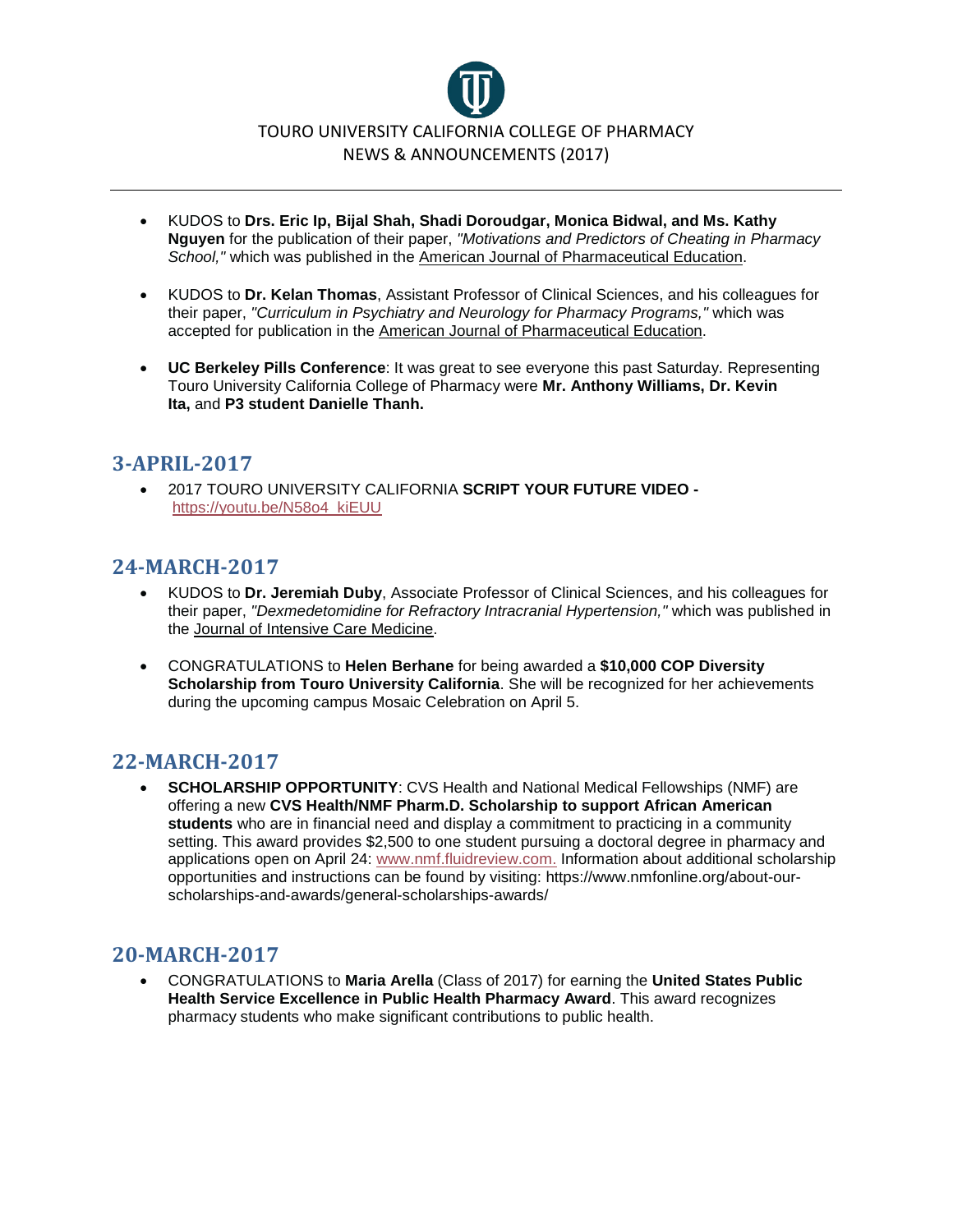- KUDOS to **Drs. Eric Ip, Bijal Shah, Shadi Doroudgar, Monica Bidwal, and Ms. Kathy Nguyen** for the publication of their paper, *"Motivations and Predictors of Cheating in Pharmacy School,"* which was published in the American Journal of Pharmaceutical Education.

- KUDOS to **Dr. Kelan Thomas**, Assistant Professor of Clinical Sciences, and his colleagues for their paper, *"Curriculum in Psychiatry and Neurology for Pharmacy Programs,"* which was accepted for publication in the American Journal of Pharmaceutical Education.

- **UC Berkeley Pills Conference**: It was great to see everyone this past Saturday. Representing Touro University California College of Pharmacy were **Mr. Anthony Williams, Dr. Kevin Ita,** and **P3 student Danielle Thanh.**

## 3-APRIL-2017

- 2017 TOURO UNIVERSITY CALIFORNIA **SCRIPT YOUR FUTURE VIDEO -** https://youtu.be/N58o4_kiEUU

## 24-MARCH-2017

- KUDOS to **Dr. Jeremiah Duby**, Associate Professor of Clinical Sciences, and his colleagues for their paper, *"Dexmedetomidine for Refractory Intracranial Hypertension,"* which was published in the Journal of Intensive Care Medicine.

- CONGRATULATIONS to **Helen Berhane** for being awarded a **$10,000 COP Diversity Scholarship from Touro University California**. She will be recognized for her achievements during the upcoming campus Mosaic Celebration on April 5.

## 22-MARCH-2017

- **SCHOLARSHIP OPPORTUNITY**: CVS Health and National Medical Fellowships (NMF) are offering a new **CVS Health/NMF Pharm.D. Scholarship to support African American students** who are in financial need and display a commitment to practicing in a community setting. This award provides $2,500 to one student pursuing a doctoral degree in pharmacy and applications open on April 24: www.nmf.fluidreview.com. Information about additional scholarship opportunities and instructions can be found by visiting: https://www.nmfonline.org/about-our-scholarships-and-awards/general-scholarships-awards/

## 20-MARCH-2017

- CONGRATULATIONS to **Maria Arella** (Class of 2017) for earning the **United States Public Health Service Excellence in Public Health Pharmacy Award**. This award recognizes pharmacy students who make significant contributions to public health.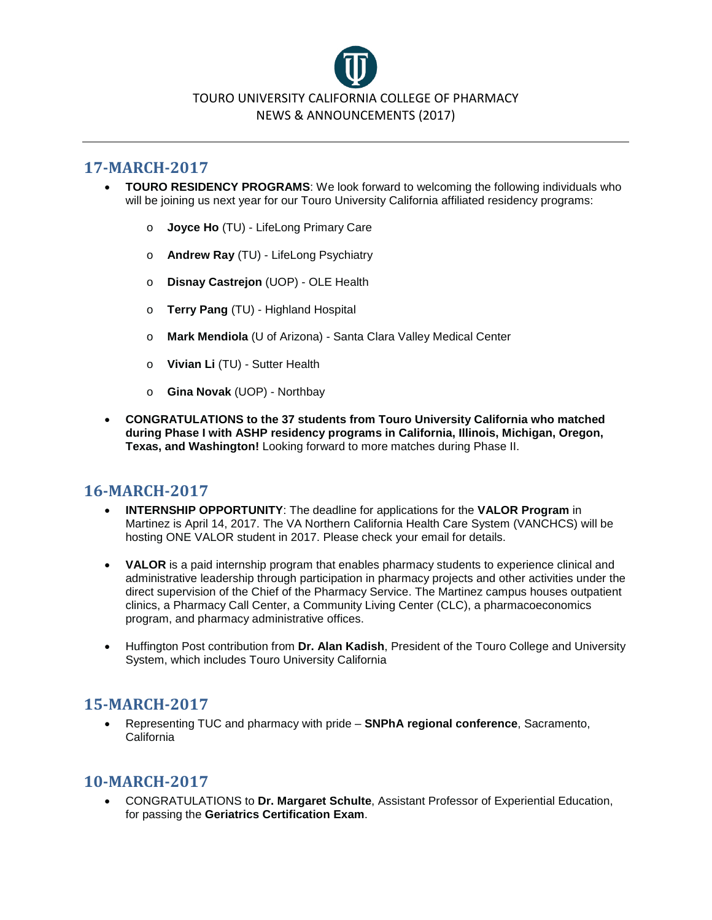TOURO UNIVERSITY CALIFORNIA COLLEGE OF PHARMACY
NEWS & ANNOUNCEMENTS (2017)

---

## 17-MARCH-2017

- **TOURO RESIDENCY PROGRAMS**: We look forward to welcoming the following individuals who will be joining us next year for our Touro University California affiliated residency programs:
  - **Joyce Ho** (TU) - LifeLong Primary Care
  - **Andrew Ray** (TU) - LifeLong Psychiatry
  - **Disnay Castrejon** (UOP) - OLE Health
  - **Terry Pang** (TU) - Highland Hospital
  - **Mark Mendiola** (U of Arizona) - Santa Clara Valley Medical Center
  - **Vivian Li** (TU) - Sutter Health
  - **Gina Novak** (UOP) - Northbay
- **CONGRATULATIONS to the 37 students from Touro University California who matched during Phase I with ASHP residency programs in California, Illinois, Michigan, Oregon, Texas, and Washington!** Looking forward to more matches during Phase II.

## 16-MARCH-2017

- **INTERNSHIP OPPORTUNITY**: The deadline for applications for the **VALOR Program** in Martinez is April 14, 2017. The VA Northern California Health Care System (VANCHCS) will be hosting ONE VALOR student in 2017. Please check your email for details.
- **VALOR** is a paid internship program that enables pharmacy students to experience clinical and administrative leadership through participation in pharmacy projects and other activities under the direct supervision of the Chief of the Pharmacy Service. The Martinez campus houses outpatient clinics, a Pharmacy Call Center, a Community Living Center (CLC), a pharmacoeconomics program, and pharmacy administrative offices.
- Huffington Post contribution from **Dr. Alan Kadish**, President of the Touro College and University System, which includes Touro University California

## 15-MARCH-2017

- Representing TUC and pharmacy with pride – **SNPhA regional conference**, Sacramento, California

## 10-MARCH-2017

- CONGRATULATIONS to **Dr. Margaret Schulte**, Assistant Professor of Experiential Education, for passing the **Geriatrics Certification Exam**.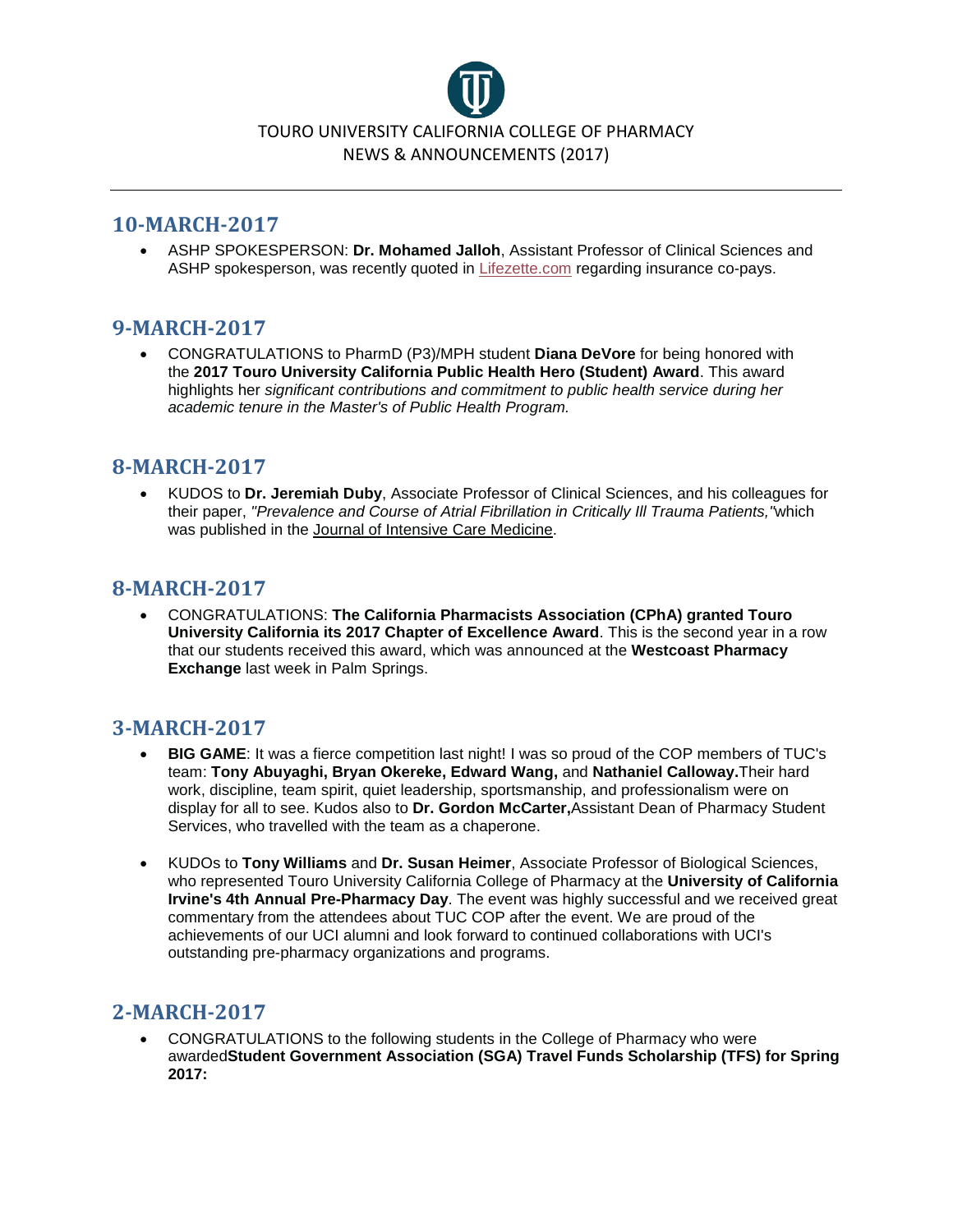TOURO UNIVERSITY CALIFORNIA COLLEGE OF PHARMACY
NEWS & ANNOUNCEMENTS (2017)

---

## 10-MARCH-2017

- ASHP SPOKESPERSON: **Dr. Mohamed Jalloh**, Assistant Professor of Clinical Sciences and ASHP spokesperson, was recently quoted in Lifezette.com regarding insurance co-pays.

## 9-MARCH-2017

- CONGRATULATIONS to PharmD (P3)/MPH student **Diana DeVore** for being honored with the **2017 Touro University California Public Health Hero (Student) Award**. This award highlights her *significant contributions and commitment to public health service during her academic tenure in the Master's of Public Health Program.*

## 8-MARCH-2017

- KUDOS to **Dr. Jeremiah Duby**, Associate Professor of Clinical Sciences, and his colleagues for their paper, *"Prevalence and Course of Atrial Fibrillation in Critically Ill Trauma Patients,"*which was published in the Journal of Intensive Care Medicine.

## 8-MARCH-2017

- CONGRATULATIONS: **The California Pharmacists Association (CPhA) granted Touro University California its 2017 Chapter of Excellence Award**. This is the second year in a row that our students received this award, which was announced at the **Westcoast Pharmacy Exchange** last week in Palm Springs.

## 3-MARCH-2017

- **BIG GAME**: It was a fierce competition last night! I was so proud of the COP members of TUC's team: **Tony Abuyaghi, Bryan Okereke, Edward Wang,** and **Nathaniel Calloway.**Their hard work, discipline, team spirit, quiet leadership, sportsmanship, and professionalism were on display for all to see. Kudos also to **Dr. Gordon McCarter,**Assistant Dean of Pharmacy Student Services, who travelled with the team as a chaperone.

- KUDOs to **Tony Williams** and **Dr. Susan Heimer**, Associate Professor of Biological Sciences, who represented Touro University California College of Pharmacy at the **University of California Irvine's 4th Annual Pre-Pharmacy Day**. The event was highly successful and we received great commentary from the attendees about TUC COP after the event. We are proud of the achievements of our UCI alumni and look forward to continued collaborations with UCI's outstanding pre-pharmacy organizations and programs.

## 2-MARCH-2017

- CONGRATULATIONS to the following students in the College of Pharmacy who were awarded**Student Government Association (SGA) Travel Funds Scholarship (TFS) for Spring 2017:**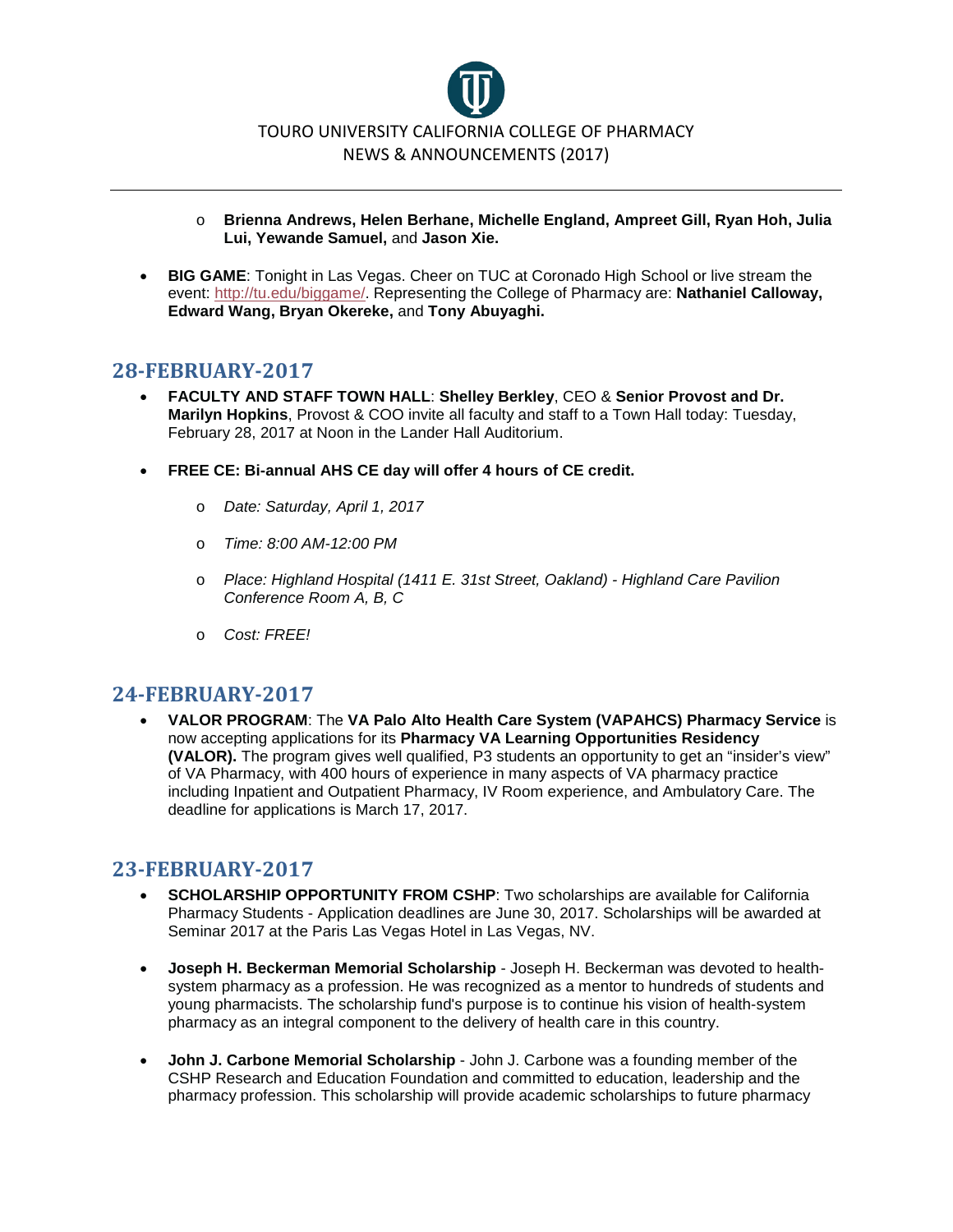- **Brienna Andrews, Helen Berhane, Michelle England, Ampreet Gill, Ryan Hoh, Julia Lui, Yewande Samuel,** and **Jason Xie.**

- **BIG GAME**: Tonight in Las Vegas. Cheer on TUC at Coronado High School or live stream the event: http://tu.edu/biggame/. Representing the College of Pharmacy are: **Nathaniel Calloway, Edward Wang, Bryan Okereke,** and **Tony Abuyaghi.**

## 28-FEBRUARY-2017

- **FACULTY AND STAFF TOWN HALL**: **Shelley Berkley**, CEO & **Senior Provost and Dr. Marilyn Hopkins**, Provost & COO invite all faculty and staff to a Town Hall today: Tuesday, February 28, 2017 at Noon in the Lander Hall Auditorium.

- **FREE CE: Bi-annual AHS CE day will offer 4 hours of CE credit.**
  - *Date: Saturday, April 1, 2017*
  - *Time: 8:00 AM-12:00 PM*
  - *Place: Highland Hospital (1411 E. 31st Street, Oakland) - Highland Care Pavilion Conference Room A, B, C*
  - *Cost: FREE!*

## 24-FEBRUARY-2017

- **VALOR PROGRAM**: The **VA Palo Alto Health Care System (VAPAHCS) Pharmacy Service** is now accepting applications for its **Pharmacy VA Learning Opportunities Residency (VALOR).** The program gives well qualified, P3 students an opportunity to get an "insider's view" of VA Pharmacy, with 400 hours of experience in many aspects of VA pharmacy practice including Inpatient and Outpatient Pharmacy, IV Room experience, and Ambulatory Care. The deadline for applications is March 17, 2017.

## 23-FEBRUARY-2017

- **SCHOLARSHIP OPPORTUNITY FROM CSHP**: Two scholarships are available for California Pharmacy Students - Application deadlines are June 30, 2017. Scholarships will be awarded at Seminar 2017 at the Paris Las Vegas Hotel in Las Vegas, NV.

- **Joseph H. Beckerman Memorial Scholarship** - Joseph H. Beckerman was devoted to health-system pharmacy as a profession. He was recognized as a mentor to hundreds of students and young pharmacists. The scholarship fund's purpose is to continue his vision of health-system pharmacy as an integral component to the delivery of health care in this country.

- **John J. Carbone Memorial Scholarship** - John J. Carbone was a founding member of the CSHP Research and Education Foundation and committed to education, leadership and the pharmacy profession. This scholarship will provide academic scholarships to future pharmacy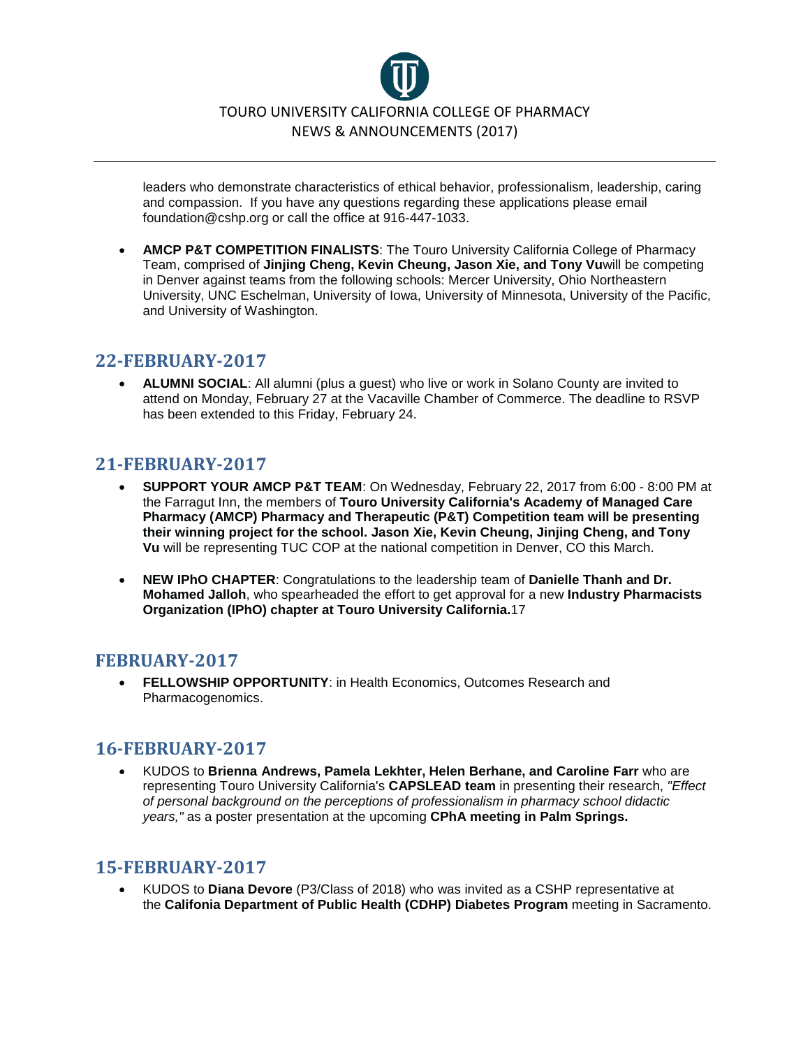leaders who demonstrate characteristics of ethical behavior, professionalism, leadership, caring and compassion. If you have any questions regarding these applications please email foundation@cshp.org or call the office at 916-447-1033.

- **AMCP P&T COMPETITION FINALISTS**: The Touro University California College of Pharmacy Team, comprised of **Jinjing Cheng, Kevin Cheung, Jason Xie, and Tony Vu**will be competing in Denver against teams from the following schools: Mercer University, Ohio Northeastern University, UNC Eschelman, University of Iowa, University of Minnesota, University of the Pacific, and University of Washington.

## 22-FEBRUARY-2017

- **ALUMNI SOCIAL**: All alumni (plus a guest) who live or work in Solano County are invited to attend on Monday, February 27 at the Vacaville Chamber of Commerce. The deadline to RSVP has been extended to this Friday, February 24.

## 21-FEBRUARY-2017

- **SUPPORT YOUR AMCP P&T TEAM**: On Wednesday, February 22, 2017 from 6:00 - 8:00 PM at the Farragut Inn, the members of **Touro University California's Academy of Managed Care Pharmacy (AMCP) Pharmacy and Therapeutic (P&T) Competition team will be presenting their winning project for the school. Jason Xie, Kevin Cheung, Jinjing Cheng, and Tony Vu** will be representing TUC COP at the national competition in Denver, CO this March.

- **NEW IPhO CHAPTER**: Congratulations to the leadership team of **Danielle Thanh and Dr. Mohamed Jalloh**, who spearheaded the effort to get approval for a new **Industry Pharmacists Organization (IPhO) chapter at Touro University California.**17

## FEBRUARY-2017

- **FELLOWSHIP OPPORTUNITY**: in Health Economics, Outcomes Research and Pharmacogenomics.

## 16-FEBRUARY-2017

- KUDOS to **Brienna Andrews, Pamela Lekhter, Helen Berhane, and Caroline Farr** who are representing Touro University California's **CAPSLEAD team** in presenting their research, *"Effect of personal background on the perceptions of professionalism in pharmacy school didactic years,"* as a poster presentation at the upcoming **CPhA meeting in Palm Springs.**

## 15-FEBRUARY-2017

- KUDOS to **Diana Devore** (P3/Class of 2018) who was invited as a CSHP representative at the **California Department of Public Health (CDHP) Diabetes Program** meeting in Sacramento.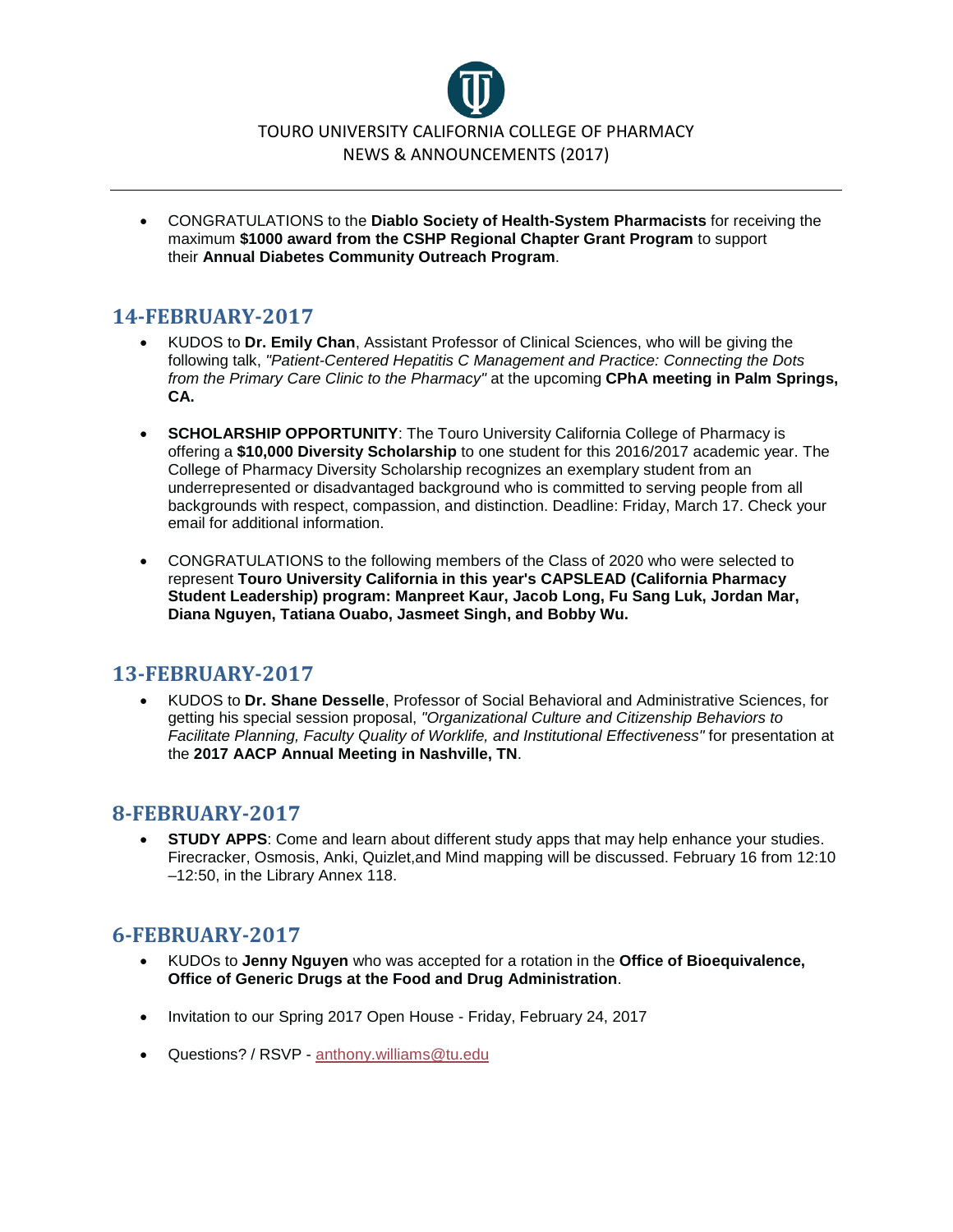- CONGRATULATIONS to the **Diablo Society of Health-System Pharmacists** for receiving the maximum **$1000 award from the CSHP Regional Chapter Grant Program** to support their **Annual Diabetes Community Outreach Program**.

## 14-FEBRUARY-2017

- KUDOS to **Dr. Emily Chan**, Assistant Professor of Clinical Sciences, who will be giving the following talk, *"Patient-Centered Hepatitis C Management and Practice: Connecting the Dots from the Primary Care Clinic to the Pharmacy"* at the upcoming **CPhA meeting in Palm Springs, CA.**

- **SCHOLARSHIP OPPORTUNITY**: The Touro University California College of Pharmacy is offering a **$10,000 Diversity Scholarship** to one student for this 2016/2017 academic year. The College of Pharmacy Diversity Scholarship recognizes an exemplary student from an underrepresented or disadvantaged background who is committed to serving people from all backgrounds with respect, compassion, and distinction. Deadline: Friday, March 17. Check your email for additional information.

- CONGRATULATIONS to the following members of the Class of 2020 who were selected to represent **Touro University California in this year's CAPSLEAD (California Pharmacy Student Leadership) program: Manpreet Kaur, Jacob Long, Fu Sang Luk, Jordan Mar, Diana Nguyen, Tatiana Ouabo, Jasmeet Singh, and Bobby Wu.**

## 13-FEBRUARY-2017

- KUDOS to **Dr. Shane Desselle**, Professor of Social Behavioral and Administrative Sciences, for getting his special session proposal, *"Organizational Culture and Citizenship Behaviors to Facilitate Planning, Faculty Quality of Worklife, and Institutional Effectiveness"* for presentation at the **2017 AACP Annual Meeting in Nashville, TN**.

## 8-FEBRUARY-2017

- **STUDY APPS**: Come and learn about different study apps that may help enhance your studies. Firecracker, Osmosis, Anki, Quizlet,and Mind mapping will be discussed. February 16 from 12:10 –12:50, in the Library Annex 118.

## 6-FEBRUARY-2017

- KUDOs to **Jenny Nguyen** who was accepted for a rotation in the **Office of Bioequivalence, Office of Generic Drugs at the Food and Drug Administration**.

- Invitation to our Spring 2017 Open House - Friday, February 24, 2017

- Questions? / RSVP - anthony.williams@tu.edu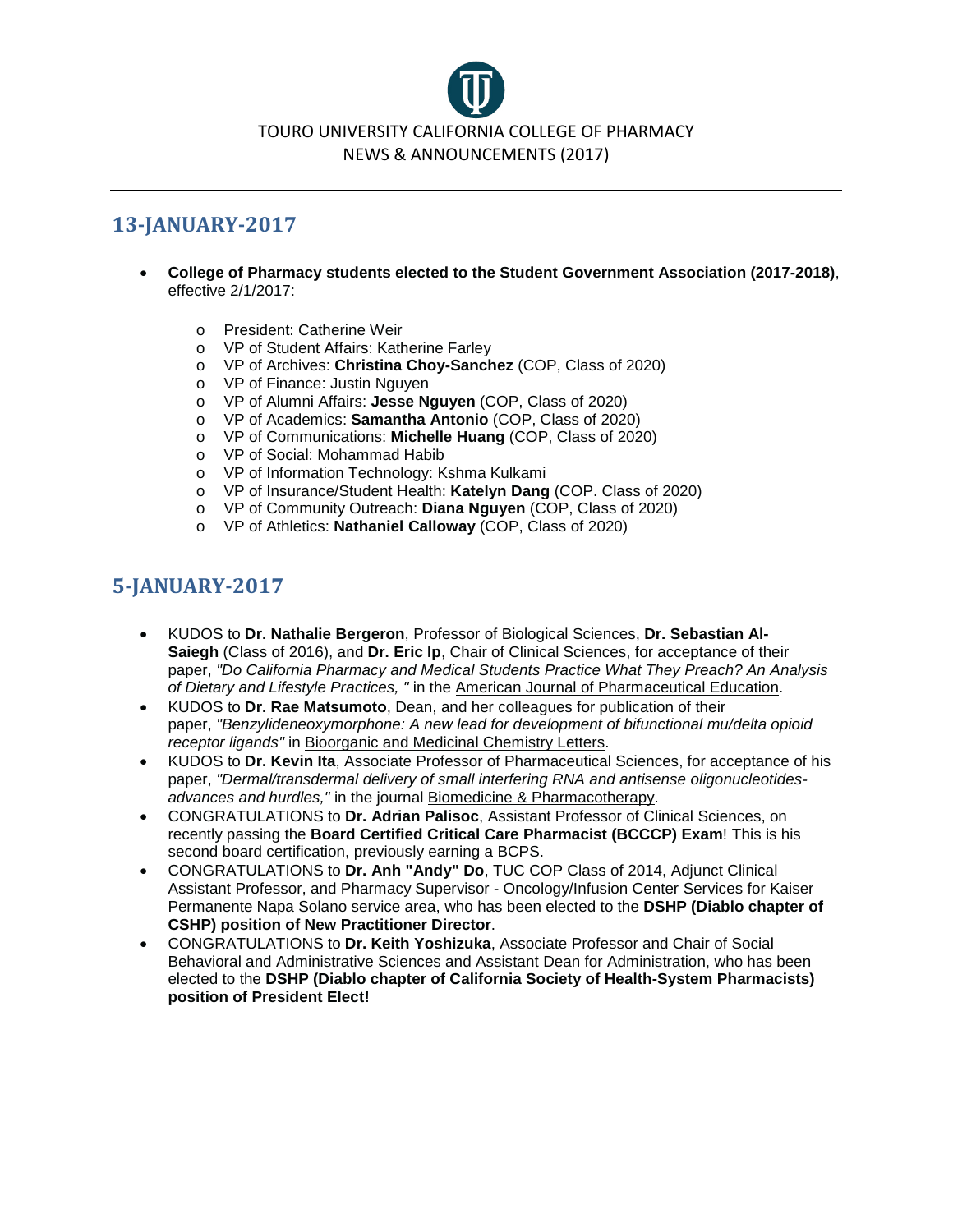TOURO UNIVERSITY CALIFORNIA COLLEGE OF PHARMACY
NEWS & ANNOUNCEMENTS (2017)

## 13-JANUARY-2017

- **College of Pharmacy students elected to the Student Government Association (2017-2018)**, effective 2/1/2017:
    - President: Catherine Weir
    - VP of Student Affairs: Katherine Farley
    - VP of Archives: **Christina Choy-Sanchez** (COP, Class of 2020)
    - VP of Finance: Justin Nguyen
    - VP of Alumni Affairs: **Jesse Nguyen** (COP, Class of 2020)
    - VP of Academics: **Samantha Antonio** (COP, Class of 2020)
    - VP of Communications: **Michelle Huang** (COP, Class of 2020)
    - VP of Social: Mohammad Habib
    - VP of Information Technology: Kshma Kulkami
    - VP of Insurance/Student Health: **Katelyn Dang** (COP. Class of 2020)
    - VP of Community Outreach: **Diana Nguyen** (COP, Class of 2020)
    - VP of Athletics: **Nathaniel Calloway** (COP, Class of 2020)

## 5-JANUARY-2017

- KUDOS to **Dr. Nathalie Bergeron**, Professor of Biological Sciences, **Dr. Sebastian Al-Saiegh** (Class of 2016), and **Dr. Eric Ip**, Chair of Clinical Sciences, for acceptance of their paper, *"Do California Pharmacy and Medical Students Practice What They Preach? An Analysis of Dietary and Lifestyle Practices, "* in the American Journal of Pharmaceutical Education.
- KUDOS to **Dr. Rae Matsumoto**, Dean, and her colleagues for publication of their paper, *"Benzylideneoxymorphone: A new lead for development of bifunctional mu/delta opioid receptor ligands"* in Bioorganic and Medicinal Chemistry Letters.
- KUDOS to **Dr. Kevin Ita**, Associate Professor of Pharmaceutical Sciences, for acceptance of his paper, *"Dermal/transdermal delivery of small interfering RNA and antisense oligonucleotides- advances and hurdles,"* in the journal Biomedicine & Pharmacotherapy.
- CONGRATULATIONS to **Dr. Adrian Palisoc**, Assistant Professor of Clinical Sciences, on recently passing the **Board Certified Critical Care Pharmacist (BCCCP) Exam**! This is his second board certification, previously earning a BCPS.
- CONGRATULATIONS to **Dr. Anh "Andy" Do**, TUC COP Class of 2014, Adjunct Clinical Assistant Professor, and Pharmacy Supervisor - Oncology/Infusion Center Services for Kaiser Permanente Napa Solano service area, who has been elected to the **DSHP (Diablo chapter of CSHP) position of New Practitioner Director**.
- CONGRATULATIONS to **Dr. Keith Yoshizuka**, Associate Professor and Chair of Social Behavioral and Administrative Sciences and Assistant Dean for Administration, who has been elected to the **DSHP (Diablo chapter of California Society of Health-System Pharmacists) position of President Elect!**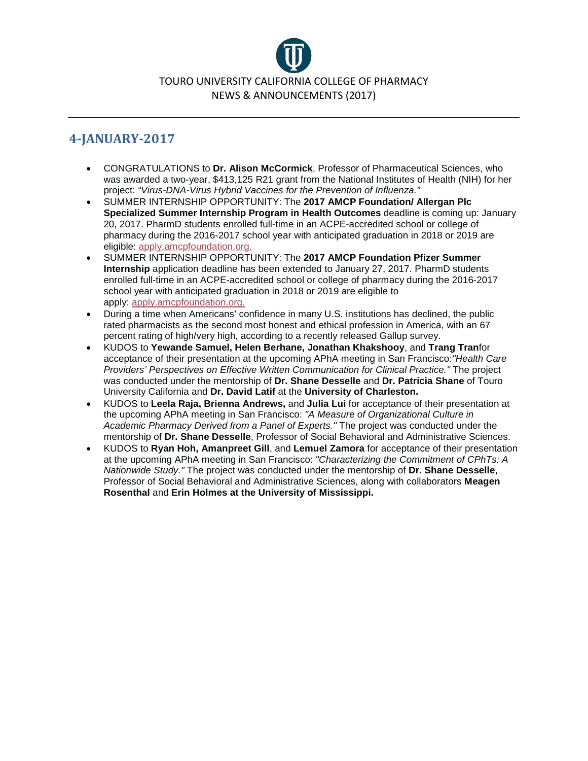TOURO UNIVERSITY CALIFORNIA COLLEGE OF PHARMACY
NEWS & ANNOUNCEMENTS (2017)

## 4-JANUARY-2017

- CONGRATULATIONS to **Dr. Alison McCormick**, Professor of Pharmaceutical Sciences, who was awarded a two-year, $413,125 R21 grant from the National Institutes of Health (NIH) for her project: *"Virus-DNA-Virus Hybrid Vaccines for the Prevention of Influenza."*
- SUMMER INTERNSHIP OPPORTUNITY: The **2017 AMCP Foundation/ Allergan Plc Specialized Summer Internship Program in Health Outcomes** deadline is coming up: January 20, 2017. PharmD students enrolled full-time in an ACPE-accredited school or college of pharmacy during the 2016-2017 school year with anticipated graduation in 2018 or 2019 are eligible: [apply.amcpfoundation.org.](apply.amcpfoundation.org)
- SUMMER INTERNSHIP OPPORTUNITY: The **2017 AMCP Foundation Pfizer Summer Internship** application deadline has been extended to January 27, 2017. PharmD students enrolled full-time in an ACPE-accredited school or college of pharmacy during the 2016-2017 school year with anticipated graduation in 2018 or 2019 are eligible to apply: [apply.amcpfoundation.org.](apply.amcpfoundation.org)
- During a time when Americans' confidence in many U.S. institutions has declined, the public rated pharmacists as the second most honest and ethical profession in America, with an 67 percent rating of high/very high, according to a recently released Gallup survey.
- KUDOS to **Yewande Samuel, Helen Berhane, Jonathan Khakshooy**, and **Trang Tran**for acceptance of their presentation at the upcoming APhA meeting in San Francisco:*"Health Care Providers' Perspectives on Effective Written Communication for Clinical Practice."* The project was conducted under the mentorship of **Dr. Shane Desselle** and **Dr. Patricia Shane** of Touro University California and **Dr. David Latif** at the **University of Charleston.**
- KUDOS to **Leela Raja, Brienna Andrews,** and **Julia Lui** for acceptance of their presentation at the upcoming APhA meeting in San Francisco: *"A Measure of Organizational Culture in Academic Pharmacy Derived from a Panel of Experts."* The project was conducted under the mentorship of **Dr. Shane Desselle**, Professor of Social Behavioral and Administrative Sciences.
- KUDOS to **Ryan Hoh, Amanpreet Gill**, and **Lemuel Zamora** for acceptance of their presentation at the upcoming APhA meeting in San Francisco: *"Characterizing the Commitment of CPhTs: A Nationwide Study."* The project was conducted under the mentorship of **Dr. Shane Desselle**, Professor of Social Behavioral and Administrative Sciences, along with collaborators **Meagen Rosenthal** and **Erin Holmes at the University of Mississippi.**